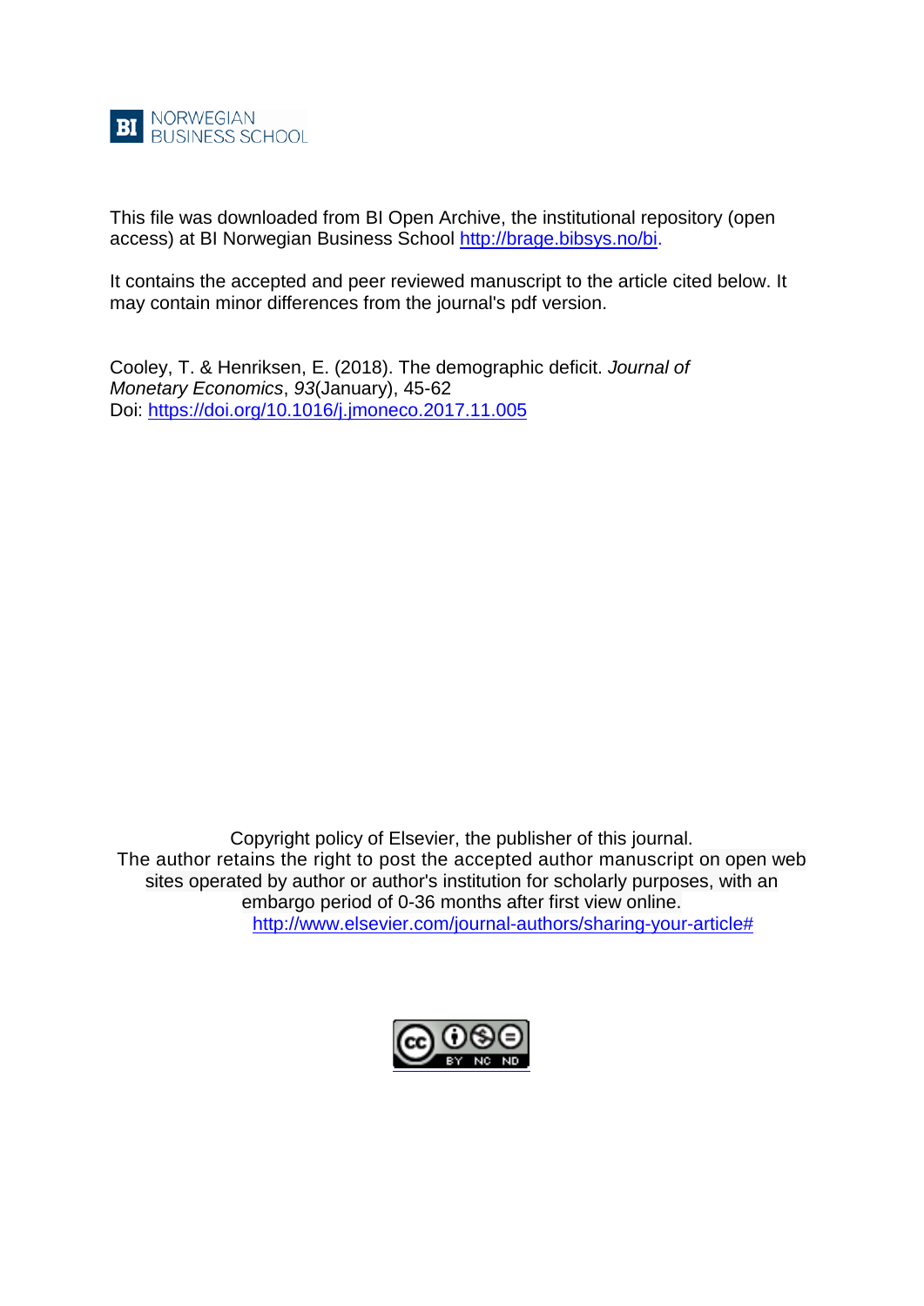BI NORWEGIAN BUSINESS SCHOOL

This file was downloaded from BI Open Archive, the institutional repository (open access) at BI Norwegian Business School http://brage.bibsys.no/bi.

It contains the accepted and peer reviewed manuscript to the article cited below. It may contain minor differences from the journal's pdf version.

Cooley, T. & Henriksen, E. (2018). The demographic deficit. *Journal of Monetary Economics*, *93*(January), 45-62
Doi: https://doi.org/10.1016/j.jmoneco.2017.11.005

Copyright policy of Elsevier, the publisher of this journal.
The author retains the right to post the accepted author manuscript on open web sites operated by author or author's institution for scholarly purposes, with an embargo period of 0-36 months after first view online.
http://www.elsevier.com/journal-authors/sharing-your-article#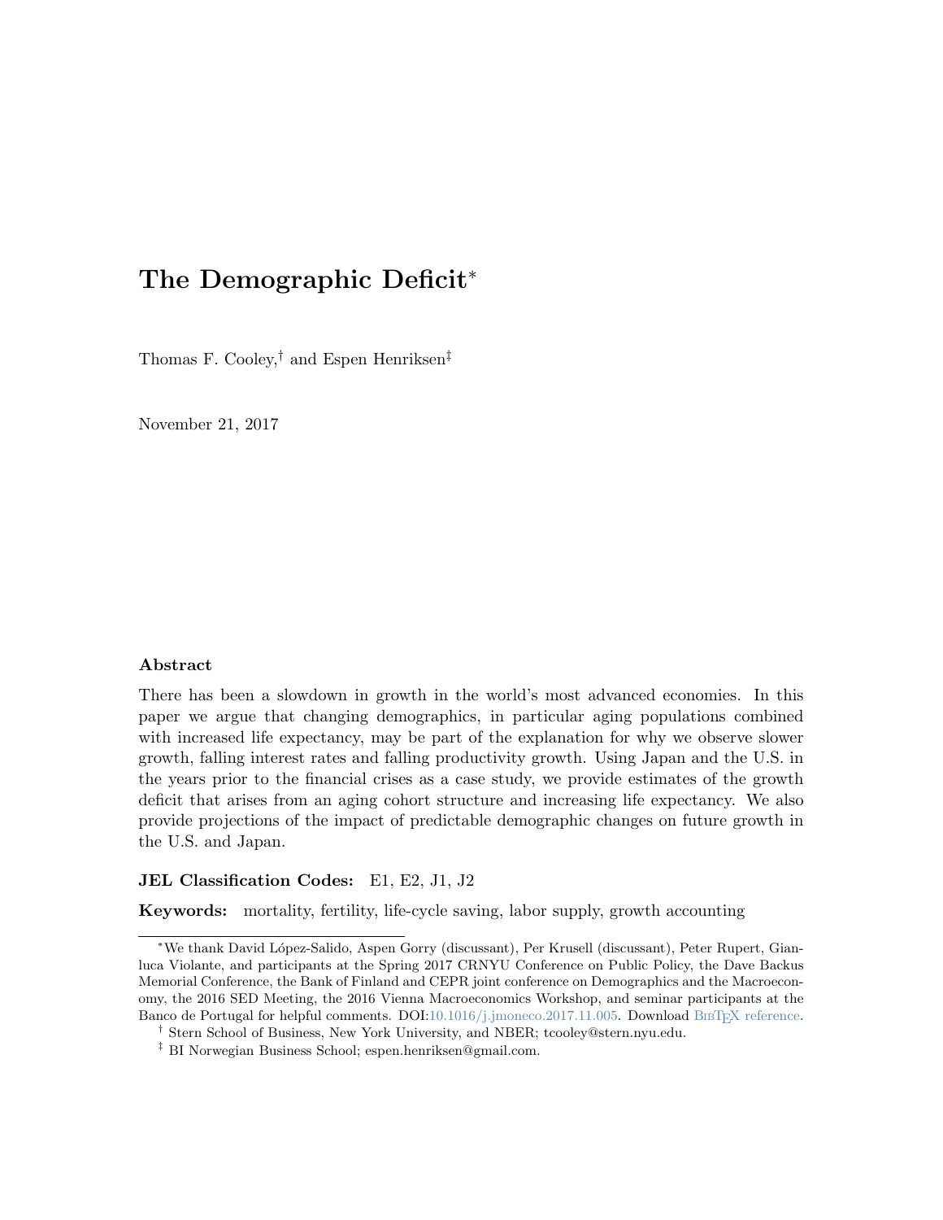# The Demographic Deficit*

Thomas F. Cooley,† and Espen Henriksen‡

November 21, 2017

### Abstract

There has been a slowdown in growth in the world's most advanced economies. In this paper we argue that changing demographics, in particular aging populations combined with increased life expectancy, may be part of the explanation for why we observe slower growth, falling interest rates and falling productivity growth. Using Japan and the U.S. in the years prior to the financial crises as a case study, we provide estimates of the growth deficit that arises from an aging cohort structure and increasing life expectancy. We also provide projections of the impact of predictable demographic changes on future growth in the U.S. and Japan.

**JEL Classification Codes:** E1, E2, J1, J2

**Keywords:** mortality, fertility, life-cycle saving, labor supply, growth accounting

---

*We thank David López-Salido, Aspen Gorry (discussant), Per Krusell (discussant), Peter Rupert, Gianluca Violante, and participants at the Spring 2017 CRNYU Conference on Public Policy, the Dave Backus Memorial Conference, the Bank of Finland and CEPR joint conference on Demographics and the Macroeconomy, the 2016 SED Meeting, the 2016 Vienna Macroeconomics Workshop, and seminar participants at the Banco de Portugal for helpful comments. DOI:10.1016/j.jmoneco.2017.11.005. Download BibTeX reference.

† Stern School of Business, New York University, and NBER; tcooley@stern.nyu.edu.

‡ BI Norwegian Business School; espen.henriksen@gmail.com.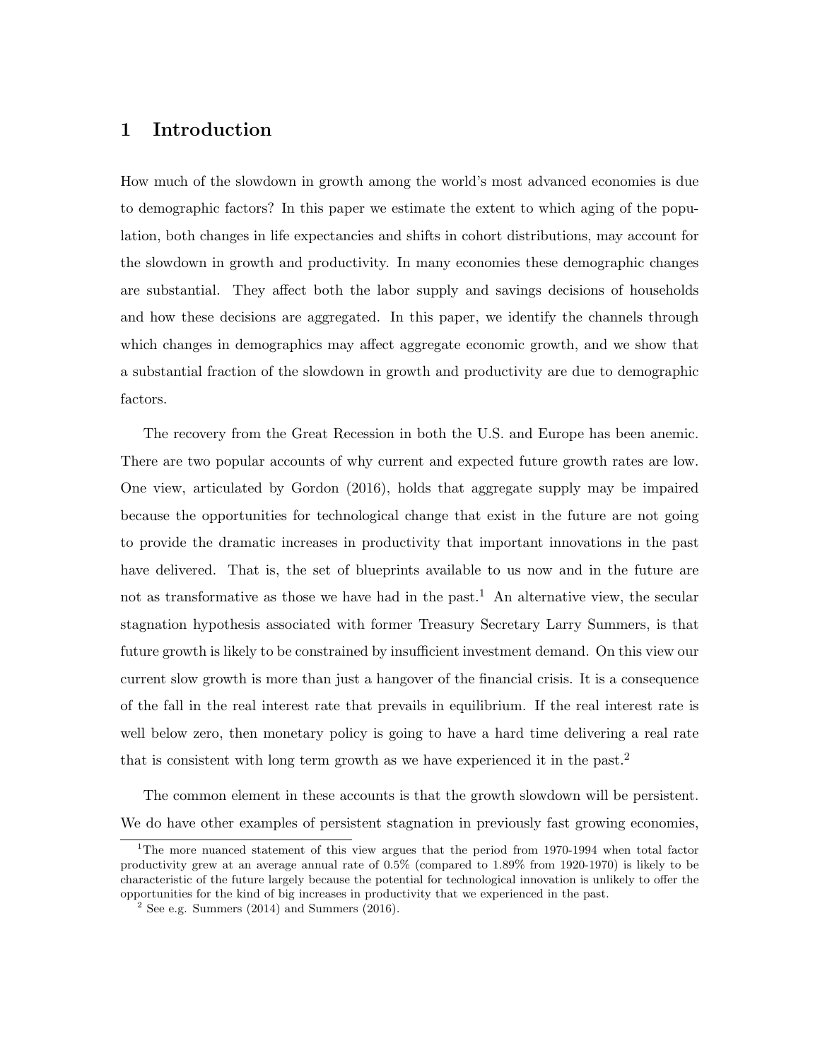# 1 Introduction

How much of the slowdown in growth among the world's most advanced economies is due to demographic factors? In this paper we estimate the extent to which aging of the population, both changes in life expectancies and shifts in cohort distributions, may account for the slowdown in growth and productivity. In many economies these demographic changes are substantial. They affect both the labor supply and savings decisions of households and how these decisions are aggregated. In this paper, we identify the channels through which changes in demographics may affect aggregate economic growth, and we show that a substantial fraction of the slowdown in growth and productivity are due to demographic factors.

The recovery from the Great Recession in both the U.S. and Europe has been anemic. There are two popular accounts of why current and expected future growth rates are low. One view, articulated by Gordon (2016), holds that aggregate supply may be impaired because the opportunities for technological change that exist in the future are not going to provide the dramatic increases in productivity that important innovations in the past have delivered. That is, the set of blueprints available to us now and in the future are not as transformative as those we have had in the past.[1] An alternative view, the secular stagnation hypothesis associated with former Treasury Secretary Larry Summers, is that future growth is likely to be constrained by insufficient investment demand. On this view our current slow growth is more than just a hangover of the financial crisis. It is a consequence of the fall in the real interest rate that prevails in equilibrium. If the real interest rate is well below zero, then monetary policy is going to have a hard time delivering a real rate that is consistent with long term growth as we have experienced it in the past.[2]

The common element in these accounts is that the growth slowdown will be persistent. We do have other examples of persistent stagnation in previously fast growing economies,

[1] The more nuanced statement of this view argues that the period from 1970-1994 when total factor productivity grew at an average annual rate of 0.5% (compared to 1.89% from 1920-1970) is likely to be characteristic of the future largely because the potential for technological innovation is unlikely to offer the opportunities for the kind of big increases in productivity that we experienced in the past.

[2] See e.g. Summers (2014) and Summers (2016).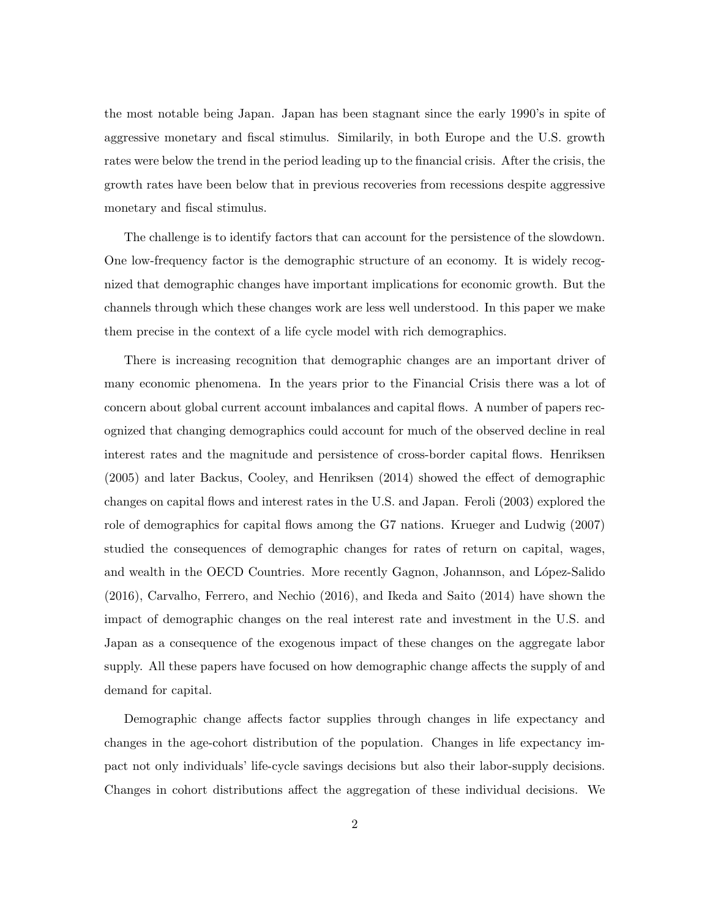the most notable being Japan. Japan has been stagnant since the early 1990's in spite of aggressive monetary and fiscal stimulus. Similarily, in both Europe and the U.S. growth rates were below the trend in the period leading up to the financial crisis. After the crisis, the growth rates have been below that in previous recoveries from recessions despite aggressive monetary and fiscal stimulus.

The challenge is to identify factors that can account for the persistence of the slowdown. One low-frequency factor is the demographic structure of an economy. It is widely recognized that demographic changes have important implications for economic growth. But the channels through which these changes work are less well understood. In this paper we make them precise in the context of a life cycle model with rich demographics.

There is increasing recognition that demographic changes are an important driver of many economic phenomena. In the years prior to the Financial Crisis there was a lot of concern about global current account imbalances and capital flows. A number of papers recognized that changing demographics could account for much of the observed decline in real interest rates and the magnitude and persistence of cross-border capital flows. Henriksen (2005) and later Backus, Cooley, and Henriksen (2014) showed the effect of demographic changes on capital flows and interest rates in the U.S. and Japan. Feroli (2003) explored the role of demographics for capital flows among the G7 nations. Krueger and Ludwig (2007) studied the consequences of demographic changes for rates of return on capital, wages, and wealth in the OECD Countries. More recently Gagnon, Johannson, and López-Salido (2016), Carvalho, Ferrero, and Nechio (2016), and Ikeda and Saito (2014) have shown the impact of demographic changes on the real interest rate and investment in the U.S. and Japan as a consequence of the exogenous impact of these changes on the aggregate labor supply. All these papers have focused on how demographic change affects the supply of and demand for capital.

Demographic change affects factor supplies through changes in life expectancy and changes in the age-cohort distribution of the population. Changes in life expectancy impact not only individuals' life-cycle savings decisions but also their labor-supply decisions. Changes in cohort distributions affect the aggregation of these individual decisions. We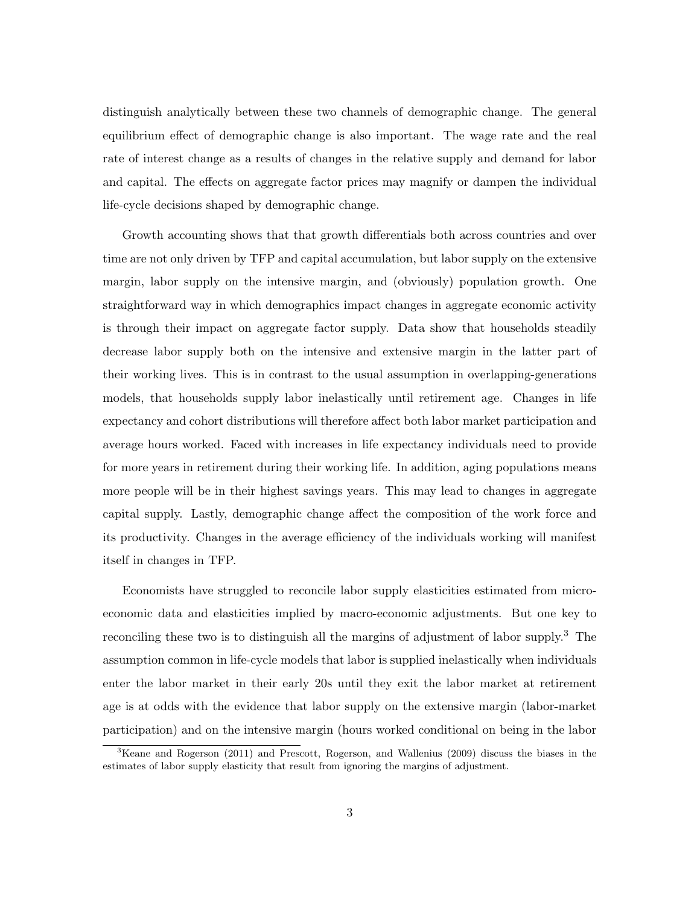distinguish analytically between these two channels of demographic change. The general equilibrium effect of demographic change is also important. The wage rate and the real rate of interest change as a results of changes in the relative supply and demand for labor and capital. The effects on aggregate factor prices may magnify or dampen the individual life-cycle decisions shaped by demographic change.

Growth accounting shows that that growth differentials both across countries and over time are not only driven by TFP and capital accumulation, but labor supply on the extensive margin, labor supply on the intensive margin, and (obviously) population growth. One straightforward way in which demographics impact changes in aggregate economic activity is through their impact on aggregate factor supply. Data show that households steadily decrease labor supply both on the intensive and extensive margin in the latter part of their working lives. This is in contrast to the usual assumption in overlapping-generations models, that households supply labor inelastically until retirement age. Changes in life expectancy and cohort distributions will therefore affect both labor market participation and average hours worked. Faced with increases in life expectancy individuals need to provide for more years in retirement during their working life. In addition, aging populations means more people will be in their highest savings years. This may lead to changes in aggregate capital supply. Lastly, demographic change affect the composition of the work force and its productivity. Changes in the average efficiency of the individuals working will manifest itself in changes in TFP.

Economists have struggled to reconcile labor supply elasticities estimated from micro-economic data and elasticities implied by macro-economic adjustments. But one key to reconciling these two is to distinguish all the margins of adjustment of labor supply.[3] The assumption common in life-cycle models that labor is supplied inelastically when individuals enter the labor market in their early 20s until they exit the labor market at retirement age is at odds with the evidence that labor supply on the extensive margin (labor-market participation) and on the intensive margin (hours worked conditional on being in the labor

[3] Keane and Rogerson (2011) and Prescott, Rogerson, and Wallenius (2009) discuss the biases in the estimates of labor supply elasticity that result from ignoring the margins of adjustment.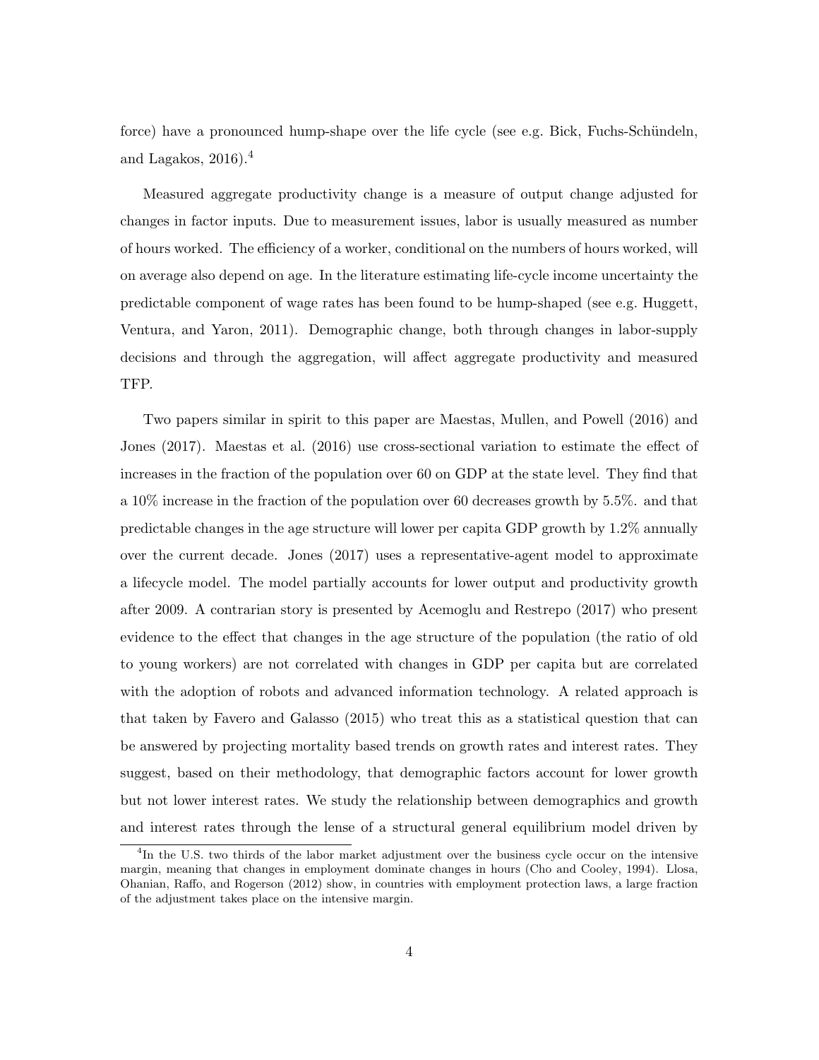force) have a pronounced hump-shape over the life cycle (see e.g. Bick, Fuchs-Schündeln, and Lagakos, 2016).[4]

Measured aggregate productivity change is a measure of output change adjusted for changes in factor inputs. Due to measurement issues, labor is usually measured as number of hours worked. The efficiency of a worker, conditional on the numbers of hours worked, will on average also depend on age. In the literature estimating life-cycle income uncertainty the predictable component of wage rates has been found to be hump-shaped (see e.g. Huggett, Ventura, and Yaron, 2011). Demographic change, both through changes in labor-supply decisions and through the aggregation, will affect aggregate productivity and measured TFP.

Two papers similar in spirit to this paper are Maestas, Mullen, and Powell (2016) and Jones (2017). Maestas et al. (2016) use cross-sectional variation to estimate the effect of increases in the fraction of the population over 60 on GDP at the state level. They find that a 10% increase in the fraction of the population over 60 decreases growth by 5.5%. and that predictable changes in the age structure will lower per capita GDP growth by 1.2% annually over the current decade. Jones (2017) uses a representative-agent model to approximate a lifecycle model. The model partially accounts for lower output and productivity growth after 2009. A contrarian story is presented by Acemoglu and Restrepo (2017) who present evidence to the effect that changes in the age structure of the population (the ratio of old to young workers) are not correlated with changes in GDP per capita but are correlated with the adoption of robots and advanced information technology. A related approach is that taken by Favero and Galasso (2015) who treat this as a statistical question that can be answered by projecting mortality based trends on growth rates and interest rates. They suggest, based on their methodology, that demographic factors account for lower growth but not lower interest rates. We study the relationship between demographics and growth and interest rates through the lense of a structural general equilibrium model driven by

[4] In the U.S. two thirds of the labor market adjustment over the business cycle occur on the intensive margin, meaning that changes in employment dominate changes in hours (Cho and Cooley, 1994). Llosa, Ohanian, Raffo, and Rogerson (2012) show, in countries with employment protection laws, a large fraction of the adjustment takes place on the intensive margin.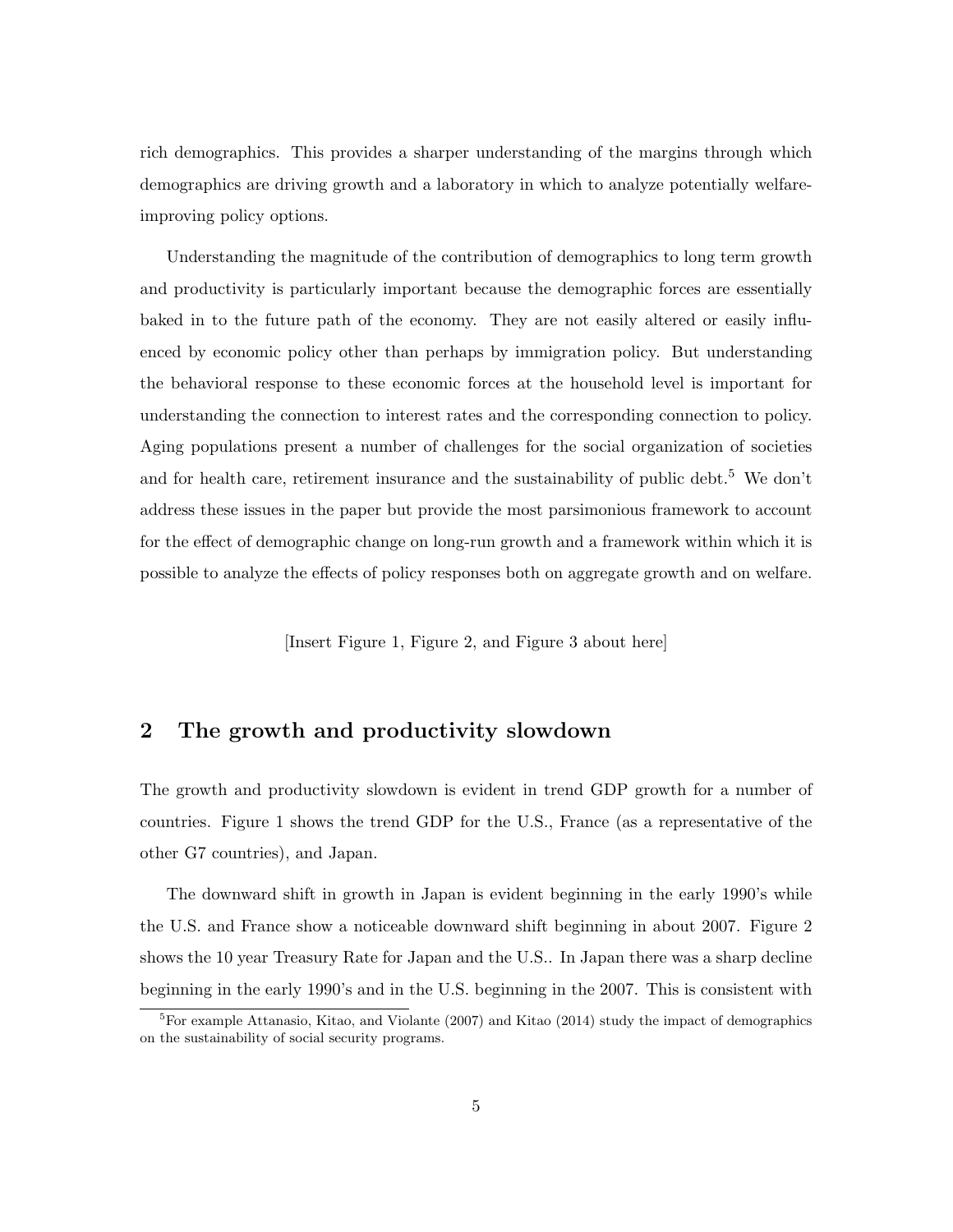rich demographics. This provides a sharper understanding of the margins through which demographics are driving growth and a laboratory in which to analyze potentially welfare-improving policy options.

Understanding the magnitude of the contribution of demographics to long term growth and productivity is particularly important because the demographic forces are essentially baked in to the future path of the economy. They are not easily altered or easily influenced by economic policy other than perhaps by immigration policy. But understanding the behavioral response to these economic forces at the household level is important for understanding the connection to interest rates and the corresponding connection to policy. Aging populations present a number of challenges for the social organization of societies and for health care, retirement insurance and the sustainability of public debt.[5] We don't address these issues in the paper but provide the most parsimonious framework to account for the effect of demographic change on long-run growth and a framework within which it is possible to analyze the effects of policy responses both on aggregate growth and on welfare.

[Insert Figure 1, Figure 2, and Figure 3 about here]

## 2 The growth and productivity slowdown

The growth and productivity slowdown is evident in trend GDP growth for a number of countries. Figure 1 shows the trend GDP for the U.S., France (as a representative of the other G7 countries), and Japan.

The downward shift in growth in Japan is evident beginning in the early 1990's while the U.S. and France show a noticeable downward shift beginning in about 2007. Figure 2 shows the 10 year Treasury Rate for Japan and the U.S.. In Japan there was a sharp decline beginning in the early 1990's and in the U.S. beginning in the 2007. This is consistent with

[5] For example Attanasio, Kitao, and Violante (2007) and Kitao (2014) study the impact of demographics on the sustainability of social security programs.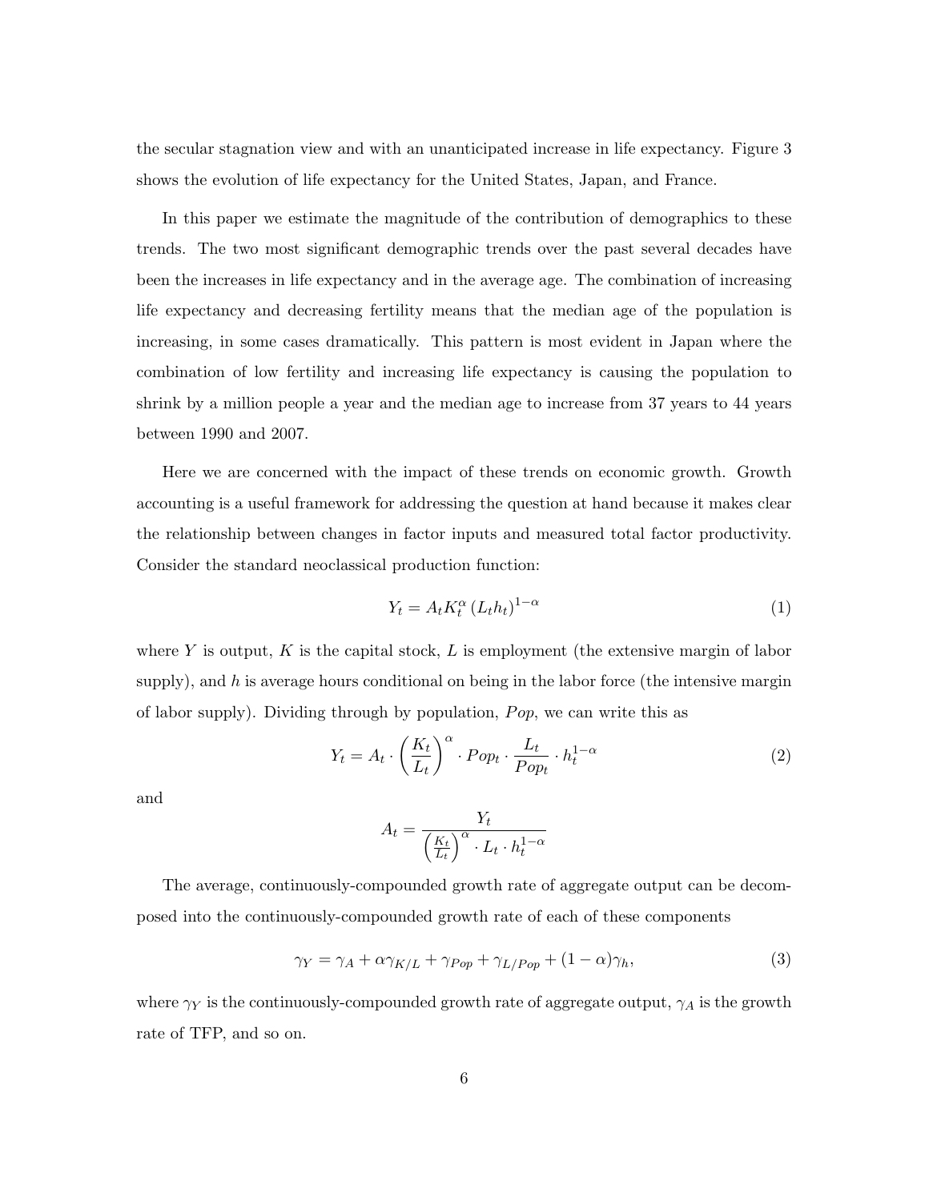the secular stagnation view and with an unanticipated increase in life expectancy. Figure 3 shows the evolution of life expectancy for the United States, Japan, and France.

In this paper we estimate the magnitude of the contribution of demographics to these trends. The two most significant demographic trends over the past several decades have been the increases in life expectancy and in the average age. The combination of increasing life expectancy and decreasing fertility means that the median age of the population is increasing, in some cases dramatically. This pattern is most evident in Japan where the combination of low fertility and increasing life expectancy is causing the population to shrink by a million people a year and the median age to increase from 37 years to 44 years between 1990 and 2007.

Here we are concerned with the impact of these trends on economic growth. Growth accounting is a useful framework for addressing the question at hand because it makes clear the relationship between changes in factor inputs and measured total factor productivity. Consider the standard neoclassical production function:

$$Y_t = A_t K_t^{\alpha} \left(L_t h_t\right)^{1-\alpha} \tag{1}$$

where $Y$ is output, $K$ is the capital stock, $L$ is employment (the extensive margin of labor supply), and $h$ is average hours conditional on being in the labor force (the intensive margin of labor supply). Dividing through by population, $Pop$, we can write this as

$$Y_t = A_t \cdot \left(\frac{K_t}{L_t}\right)^{\alpha} \cdot Pop_t \cdot \frac{L_t}{Pop_t} \cdot h_t^{1-\alpha} \tag{2}$$

and

$$A_t = \frac{Y_t}{\left(\frac{K_t}{L_t}\right)^{\alpha} \cdot L_t \cdot h_t^{1-\alpha}}$$

The average, continuously-compounded growth rate of aggregate output can be decomposed into the continuously-compounded growth rate of each of these components

$$\gamma_Y = \gamma_A + \alpha\gamma_{K/L} + \gamma_{Pop} + \gamma_{L/Pop} + (1-\alpha)\gamma_h, \tag{3}$$

where $\gamma_Y$ is the continuously-compounded growth rate of aggregate output, $\gamma_A$ is the growth rate of TFP, and so on.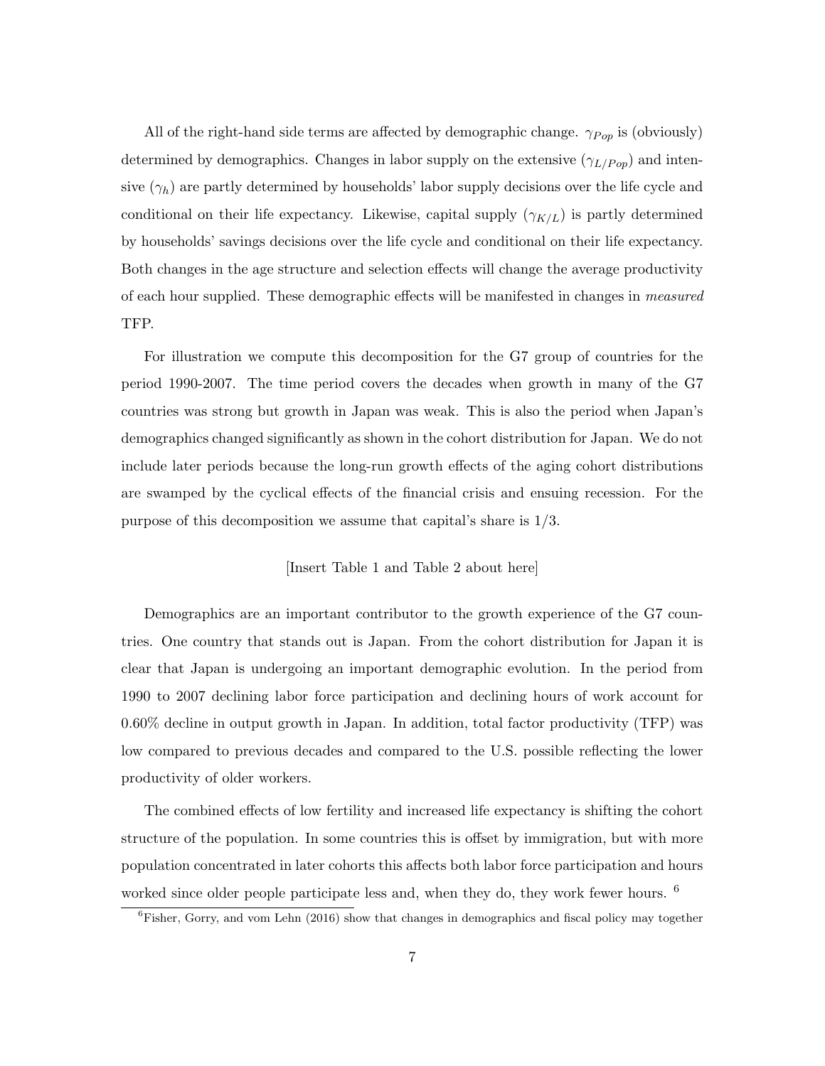All of the right-hand side terms are affected by demographic change. $\gamma_{Pop}$ is (obviously) determined by demographics. Changes in labor supply on the extensive ($\gamma_{L/Pop}$) and intensive ($\gamma_h$) are partly determined by households' labor supply decisions over the life cycle and conditional on their life expectancy. Likewise, capital supply ($\gamma_{K/L}$) is partly determined by households' savings decisions over the life cycle and conditional on their life expectancy. Both changes in the age structure and selection effects will change the average productivity of each hour supplied. These demographic effects will be manifested in changes in *measured* TFP.

For illustration we compute this decomposition for the G7 group of countries for the period 1990-2007. The time period covers the decades when growth in many of the G7 countries was strong but growth in Japan was weak. This is also the period when Japan's demographics changed significantly as shown in the cohort distribution for Japan. We do not include later periods because the long-run growth effects of the aging cohort distributions are swamped by the cyclical effects of the financial crisis and ensuing recession. For the purpose of this decomposition we assume that capital's share is 1/3.

[Insert Table 1 and Table 2 about here]

Demographics are an important contributor to the growth experience of the G7 countries. One country that stands out is Japan. From the cohort distribution for Japan it is clear that Japan is undergoing an important demographic evolution. In the period from 1990 to 2007 declining labor force participation and declining hours of work account for 0.60% decline in output growth in Japan. In addition, total factor productivity (TFP) was low compared to previous decades and compared to the U.S. possible reflecting the lower productivity of older workers.

The combined effects of low fertility and increased life expectancy is shifting the cohort structure of the population. In some countries this is offset by immigration, but with more population concentrated in later cohorts this affects both labor force participation and hours worked since older people participate less and, when they do, they work fewer hours. [6]

[6] Fisher, Gorry, and vom Lehn (2016) show that changes in demographics and fiscal policy may together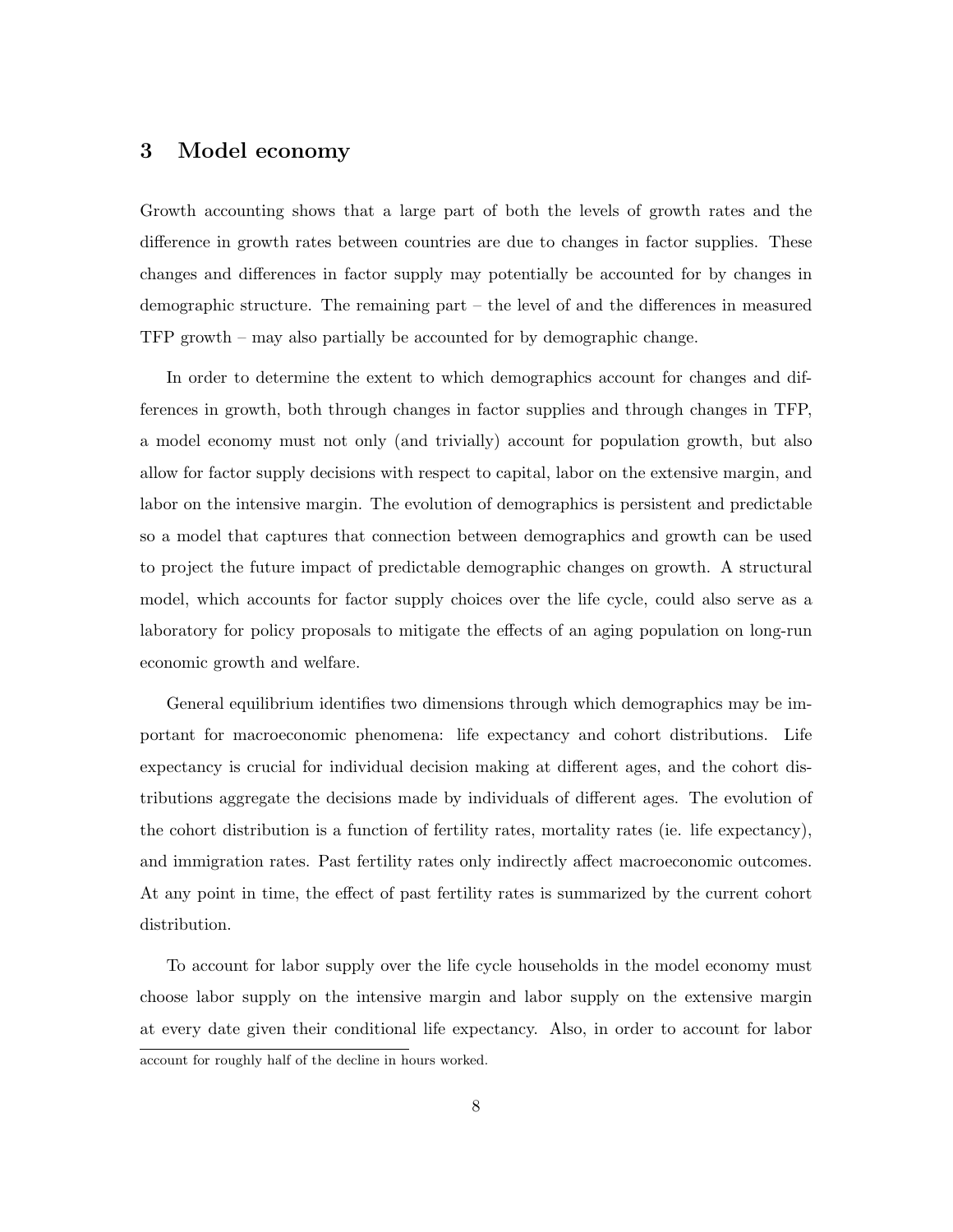## 3 Model economy

Growth accounting shows that a large part of both the levels of growth rates and the difference in growth rates between countries are due to changes in factor supplies. These changes and differences in factor supply may potentially be accounted for by changes in demographic structure. The remaining part – the level of and the differences in measured TFP growth – may also partially be accounted for by demographic change.

In order to determine the extent to which demographics account for changes and differences in growth, both through changes in factor supplies and through changes in TFP, a model economy must not only (and trivially) account for population growth, but also allow for factor supply decisions with respect to capital, labor on the extensive margin, and labor on the intensive margin. The evolution of demographics is persistent and predictable so a model that captures that connection between demographics and growth can be used to project the future impact of predictable demographic changes on growth. A structural model, which accounts for factor supply choices over the life cycle, could also serve as a laboratory for policy proposals to mitigate the effects of an aging population on long-run economic growth and welfare.

General equilibrium identifies two dimensions through which demographics may be important for macroeconomic phenomena: life expectancy and cohort distributions. Life expectancy is crucial for individual decision making at different ages, and the cohort distributions aggregate the decisions made by individuals of different ages. The evolution of the cohort distribution is a function of fertility rates, mortality rates (ie. life expectancy), and immigration rates. Past fertility rates only indirectly affect macroeconomic outcomes. At any point in time, the effect of past fertility rates is summarized by the current cohort distribution.

To account for labor supply over the life cycle households in the model economy must choose labor supply on the intensive margin and labor supply on the extensive margin at every date given their conditional life expectancy. Also, in order to account for labor

account for roughly half of the decline in hours worked.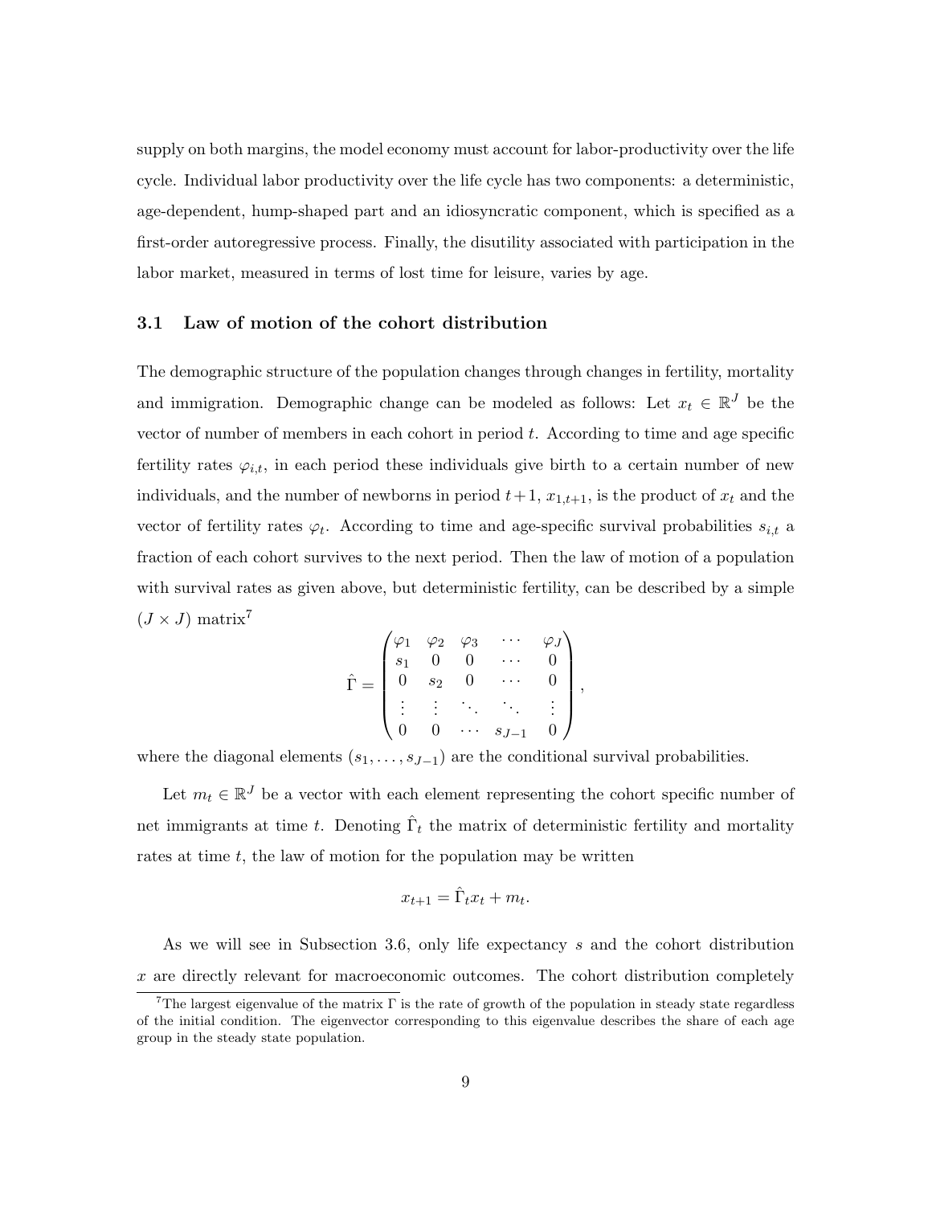supply on both margins, the model economy must account for labor-productivity over the life cycle. Individual labor productivity over the life cycle has two components: a deterministic, age-dependent, hump-shaped part and an idiosyncratic component, which is specified as a first-order autoregressive process. Finally, the disutility associated with participation in the labor market, measured in terms of lost time for leisure, varies by age.

### 3.1 Law of motion of the cohort distribution

The demographic structure of the population changes through changes in fertility, mortality and immigration. Demographic change can be modeled as follows: Let $x_t \in \mathbb{R}^J$ be the vector of number of members in each cohort in period $t$. According to time and age specific fertility rates $\varphi_{i,t}$, in each period these individuals give birth to a certain number of new individuals, and the number of newborns in period $t+1$, $x_{1,t+1}$, is the product of $x_t$ and the vector of fertility rates $\varphi_t$. According to time and age-specific survival probabilities $s_{i,t}$ a fraction of each cohort survives to the next period. Then the law of motion of a population with survival rates as given above, but deterministic fertility, can be described by a simple $(J \times J)$ matrix[7]

$$
\hat{\Gamma} = \begin{pmatrix} \varphi_1 & \varphi_2 & \varphi_3 & \cdots & \varphi_J \\ s_1 & 0 & 0 & \cdots & 0 \\ 0 & s_2 & 0 & \cdots & 0 \\ \vdots & \vdots & \ddots & \ddots & \vdots \\ 0 & 0 & \cdots & s_{J-1} & 0 \end{pmatrix},
$$

where the diagonal elements $(s_1, \ldots, s_{J-1})$ are the conditional survival probabilities.

Let $m_t \in \mathbb{R}^J$ be a vector with each element representing the cohort specific number of net immigrants at time $t$. Denoting $\hat{\Gamma}_t$ the matrix of deterministic fertility and mortality rates at time $t$, the law of motion for the population may be written

$$
x_{t+1} = \hat{\Gamma}_t x_t + m_t.
$$

As we will see in Subsection 3.6, only life expectancy $s$ and the cohort distribution $x$ are directly relevant for macroeconomic outcomes. The cohort distribution completely

[7] The largest eigenvalue of the matrix $\Gamma$ is the rate of growth of the population in steady state regardless of the initial condition. The eigenvector corresponding to this eigenvalue describes the share of each age group in the steady state population.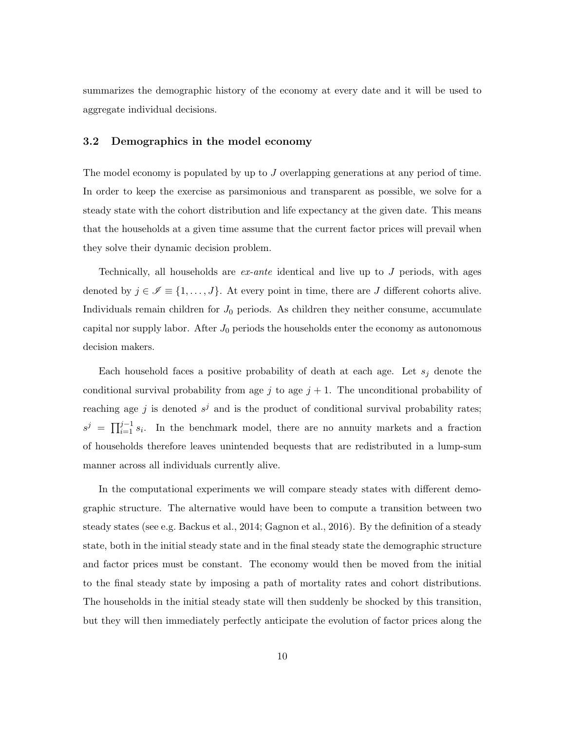summarizes the demographic history of the economy at every date and it will be used to aggregate individual decisions.

### 3.2 Demographics in the model economy

The model economy is populated by up to $J$ overlapping generations at any period of time. In order to keep the exercise as parsimonious and transparent as possible, we solve for a steady state with the cohort distribution and life expectancy at the given date. This means that the households at a given time assume that the current factor prices will prevail when they solve their dynamic decision problem.

Technically, all households are *ex-ante* identical and live up to $J$ periods, with ages denoted by $j \in \mathscr{I} \equiv \{1, \ldots, J\}$. At every point in time, there are $J$ different cohorts alive. Individuals remain children for $J_0$ periods. As children they neither consume, accumulate capital nor supply labor. After $J_0$ periods the households enter the economy as autonomous decision makers.

Each household faces a positive probability of death at each age. Let $s_j$ denote the conditional survival probability from age $j$ to age $j+1$. The unconditional probability of reaching age $j$ is denoted $s^j$ and is the product of conditional survival probability rates; $s^j = \prod_{i=1}^{j-1} s_i$. In the benchmark model, there are no annuity markets and a fraction of households therefore leaves unintended bequests that are redistributed in a lump-sum manner across all individuals currently alive.

In the computational experiments we will compare steady states with different demographic structure. The alternative would have been to compute a transition between two steady states (see e.g. Backus et al., 2014; Gagnon et al., 2016). By the definition of a steady state, both in the initial steady state and in the final steady state the demographic structure and factor prices must be constant. The economy would then be moved from the initial to the final steady state by imposing a path of mortality rates and cohort distributions. The households in the initial steady state will then suddenly be shocked by this transition, but they will then immediately perfectly anticipate the evolution of factor prices along the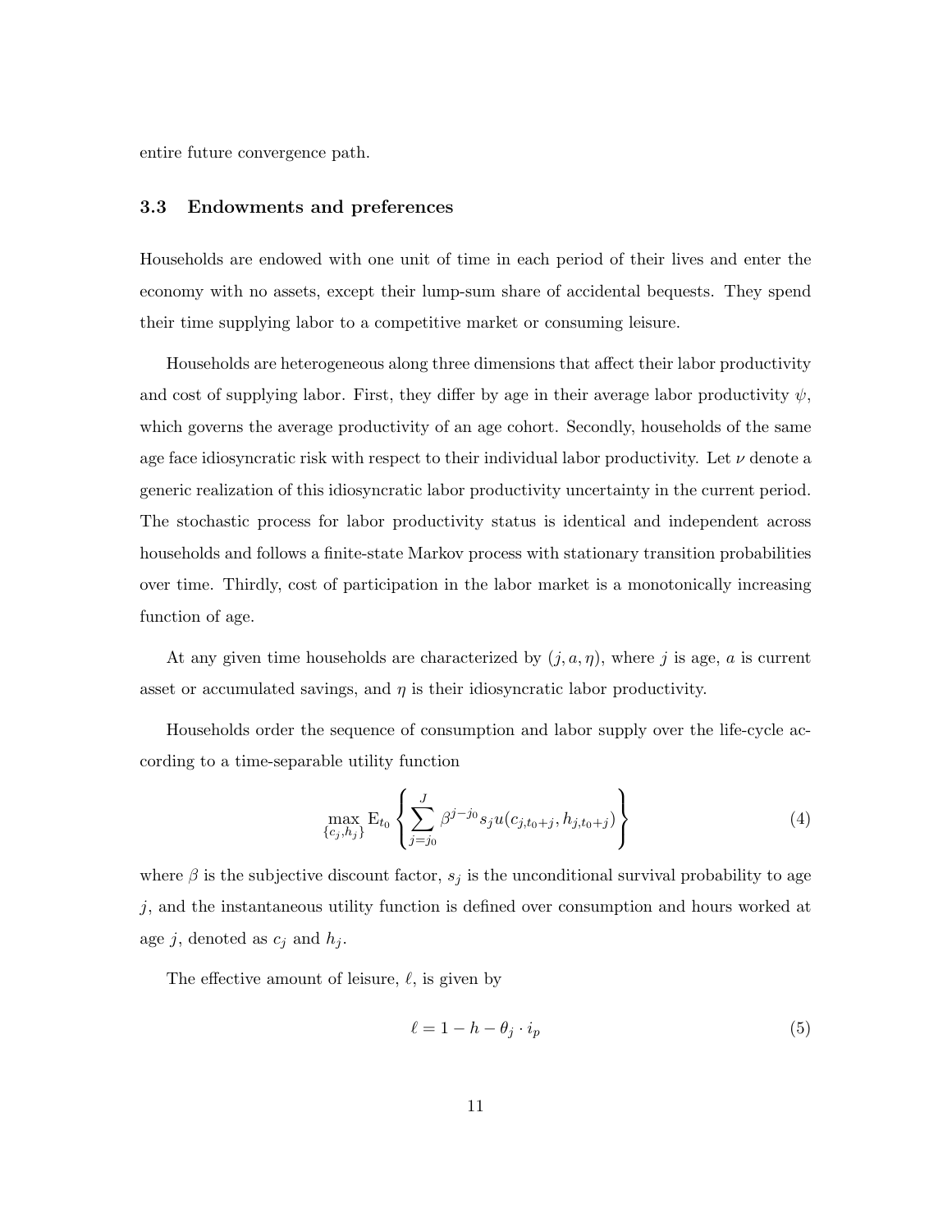entire future convergence path.

### 3.3 Endowments and preferences

Households are endowed with one unit of time in each period of their lives and enter the economy with no assets, except their lump-sum share of accidental bequests. They spend their time supplying labor to a competitive market or consuming leisure.

Households are heterogeneous along three dimensions that affect their labor productivity and cost of supplying labor. First, they differ by age in their average labor productivity $\psi$, which governs the average productivity of an age cohort. Secondly, households of the same age face idiosyncratic risk with respect to their individual labor productivity. Let $\nu$ denote a generic realization of this idiosyncratic labor productivity uncertainty in the current period. The stochastic process for labor productivity status is identical and independent across households and follows a finite-state Markov process with stationary transition probabilities over time. Thirdly, cost of participation in the labor market is a monotonically increasing function of age.

At any given time households are characterized by $(j, a, \eta)$, where $j$ is age, $a$ is current asset or accumulated savings, and $\eta$ is their idiosyncratic labor productivity.

Households order the sequence of consumption and labor supply over the life-cycle according to a time-separable utility function

$$\max_{\{c_j, h_j\}} \mathrm{E}_{t_0} \left\{ \sum_{j=j_0}^{J} \beta^{j-j_0} s_j u(c_{j,t_0+j}, h_{j,t_0+j}) \right\} \tag{4}$$

where $\beta$ is the subjective discount factor, $s_j$ is the unconditional survival probability to age $j$, and the instantaneous utility function is defined over consumption and hours worked at age $j$, denoted as $c_j$ and $h_j$.

The effective amount of leisure, $\ell$, is given by

$$\ell = 1 - h - \theta_j \cdot i_p \tag{5}$$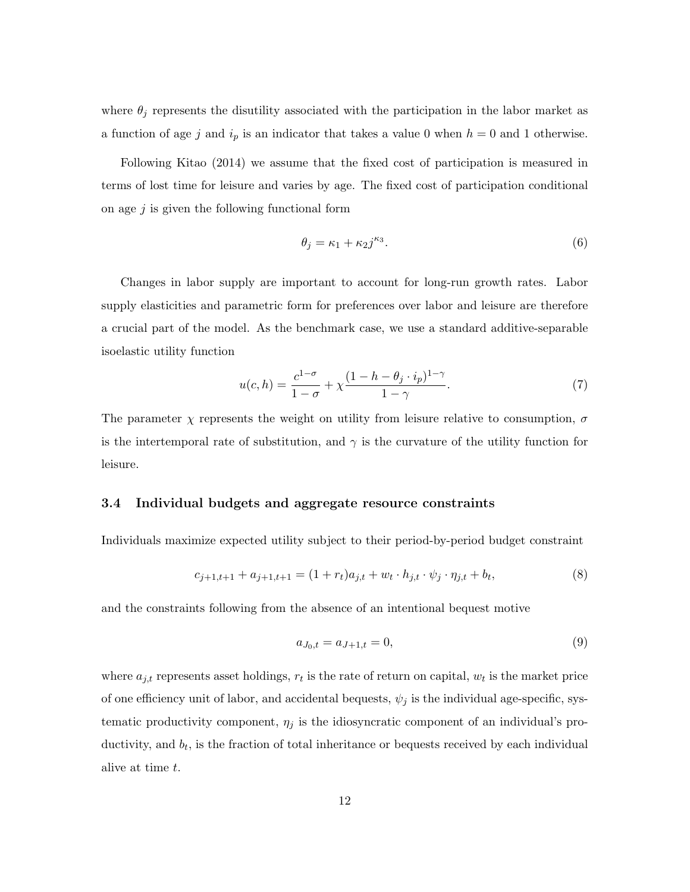where $\theta_j$ represents the disutility associated with the participation in the labor market as a function of age $j$ and $i_p$ is an indicator that takes a value 0 when $h = 0$ and 1 otherwise.

Following Kitao (2014) we assume that the fixed cost of participation is measured in terms of lost time for leisure and varies by age. The fixed cost of participation conditional on age $j$ is given the following functional form

$$\theta_j = \kappa_1 + \kappa_2 j^{\kappa_3}. \tag{6}$$

Changes in labor supply are important to account for long-run growth rates. Labor supply elasticities and parametric form for preferences over labor and leisure are therefore a crucial part of the model. As the benchmark case, we use a standard additive-separable isoelastic utility function

$$u(c, h) = \frac{c^{1-\sigma}}{1-\sigma} + \chi \frac{(1 - h - \theta_j \cdot i_p)^{1-\gamma}}{1-\gamma}. \tag{7}$$

The parameter $\chi$ represents the weight on utility from leisure relative to consumption, $\sigma$ is the intertemporal rate of substitution, and $\gamma$ is the curvature of the utility function for leisure.

### 3.4 Individual budgets and aggregate resource constraints

Individuals maximize expected utility subject to their period-by-period budget constraint

$$c_{j+1,t+1} + a_{j+1,t+1} = (1 + r_t)a_{j,t} + w_t \cdot h_{j,t} \cdot \psi_j \cdot \eta_{j,t} + b_t, \tag{8}$$

and the constraints following from the absence of an intentional bequest motive

$$a_{J_0,t} = a_{J+1,t} = 0, \tag{9}$$

where $a_{j,t}$ represents asset holdings, $r_t$ is the rate of return on capital, $w_t$ is the market price of one efficiency unit of labor, and accidental bequests, $\psi_j$ is the individual age-specific, systematic productivity component, $\eta_j$ is the idiosyncratic component of an individual's productivity, and $b_t$, is the fraction of total inheritance or bequests received by each individual alive at time $t$.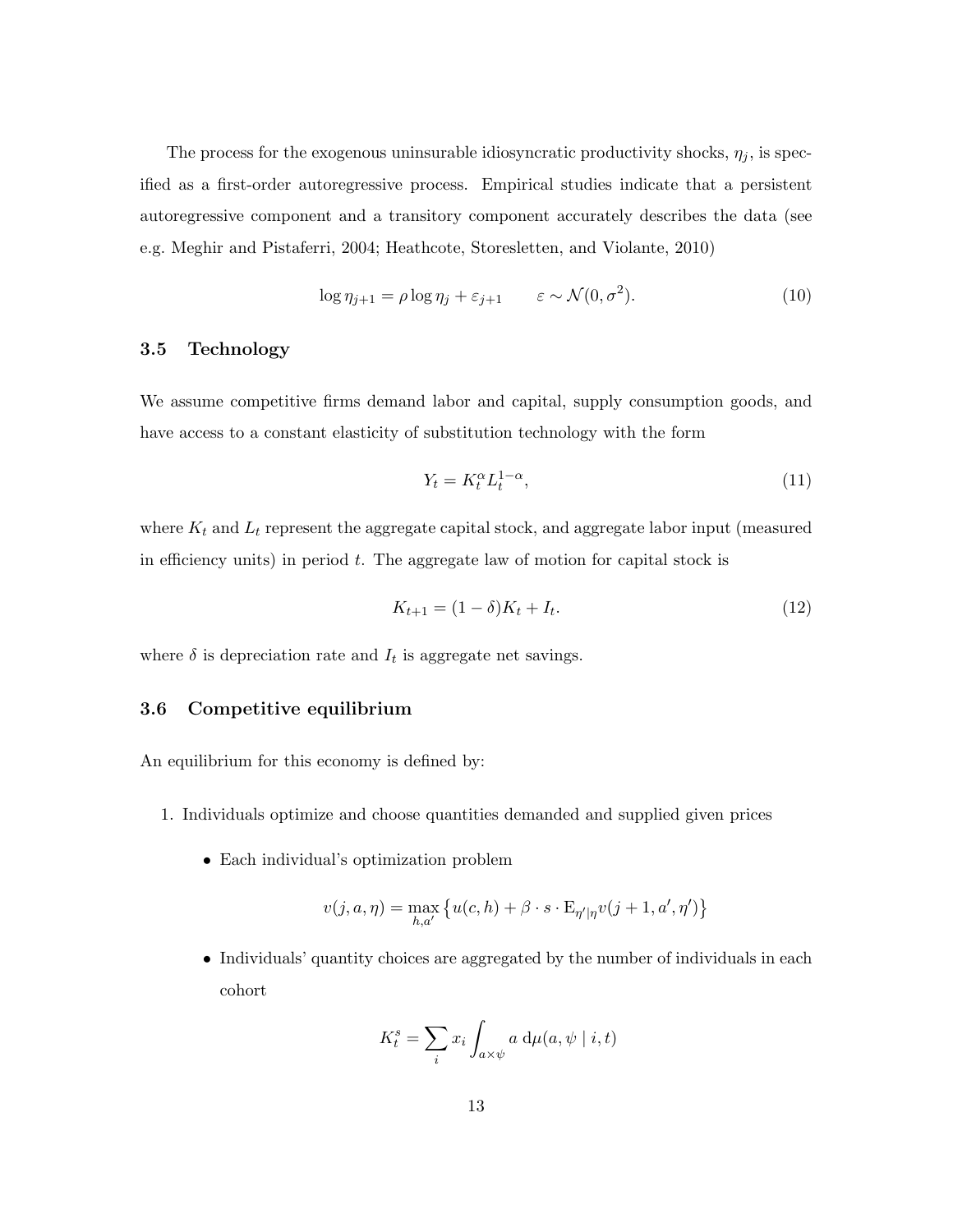The process for the exogenous uninsurable idiosyncratic productivity shocks, $\eta_j$, is specified as a first-order autoregressive process. Empirical studies indicate that a persistent autoregressive component and a transitory component accurately describes the data (see e.g. Meghir and Pistaferri, 2004; Heathcote, Storesletten, and Violante, 2010)

$$\log \eta_{j+1} = \rho \log \eta_j + \varepsilon_{j+1} \qquad \varepsilon \sim \mathcal{N}(0, \sigma^2). \tag{10}$$

### 3.5 Technology

We assume competitive firms demand labor and capital, supply consumption goods, and have access to a constant elasticity of substitution technology with the form

$$Y_t = K_t^{\alpha} L_t^{1-\alpha}, \tag{11}$$

where $K_t$ and $L_t$ represent the aggregate capital stock, and aggregate labor input (measured in efficiency units) in period $t$. The aggregate law of motion for capital stock is

$$K_{t+1} = (1-\delta)K_t + I_t. \tag{12}$$

where $\delta$ is depreciation rate and $I_t$ is aggregate net savings.

### 3.6 Competitive equilibrium

An equilibrium for this economy is defined by:

1. Individuals optimize and choose quantities demanded and supplied given prices

   - Each individual's optimization problem

     $$v(j, a, \eta) = \max_{h, a'} \left\{ u(c, h) + \beta \cdot s \cdot \mathrm{E}_{\eta'|\eta} v(j+1, a', \eta') \right\}$$

   - Individuals' quantity choices are aggregated by the number of individuals in each cohort

     $$K_t^s = \sum_i x_i \int_{a \times \psi} a \; \mathrm{d}\mu(a, \psi \mid i, t)$$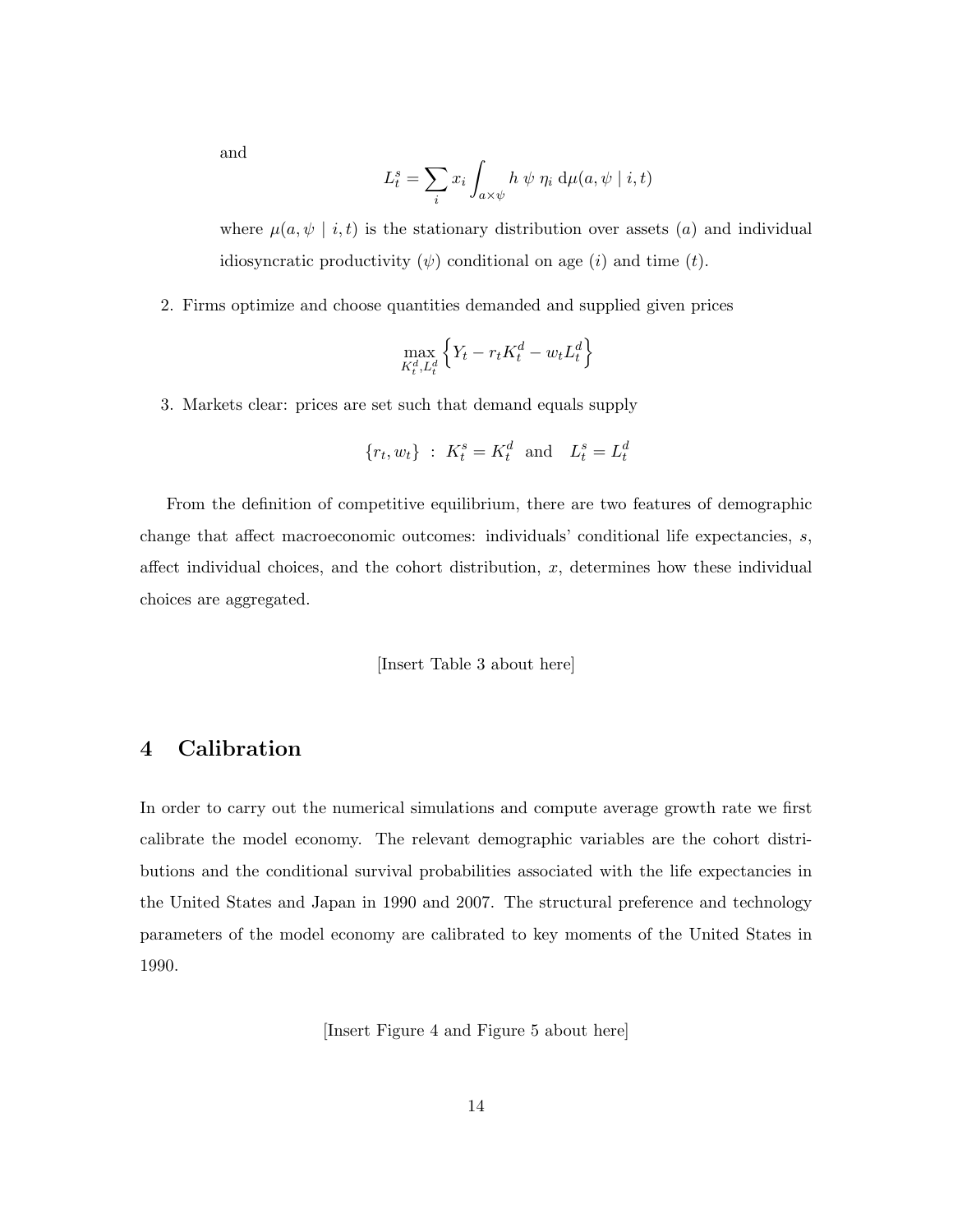and

$$L_t^s = \sum_i x_i \int_{a \times \psi} h \; \psi \; \eta_i \; \mathrm{d}\mu(a, \psi \mid i, t)$$

where $\mu(a, \psi \mid i, t)$ is the stationary distribution over assets ($a$) and individual idiosyncratic productivity ($\psi$) conditional on age ($i$) and time ($t$).

2. Firms optimize and choose quantities demanded and supplied given prices

$$\max_{K_t^d, L_t^d} \left\{ Y_t - r_t K_t^d - w_t L_t^d \right\}$$

3. Markets clear: prices are set such that demand equals supply

$$\{r_t, w_t\} \; : \; K_t^s = K_t^d \;\; \text{and} \quad L_t^s = L_t^d$$

From the definition of competitive equilibrium, there are two features of demographic change that affect macroeconomic outcomes: individuals' conditional life expectancies, $s$, affect individual choices, and the cohort distribution, $x$, determines how these individual choices are aggregated.

[Insert Table 3 about here]

# 4 Calibration

In order to carry out the numerical simulations and compute average growth rate we first calibrate the model economy. The relevant demographic variables are the cohort distributions and the conditional survival probabilities associated with the life expectancies in the United States and Japan in 1990 and 2007. The structural preference and technology parameters of the model economy are calibrated to key moments of the United States in 1990.

[Insert Figure 4 and Figure 5 about here]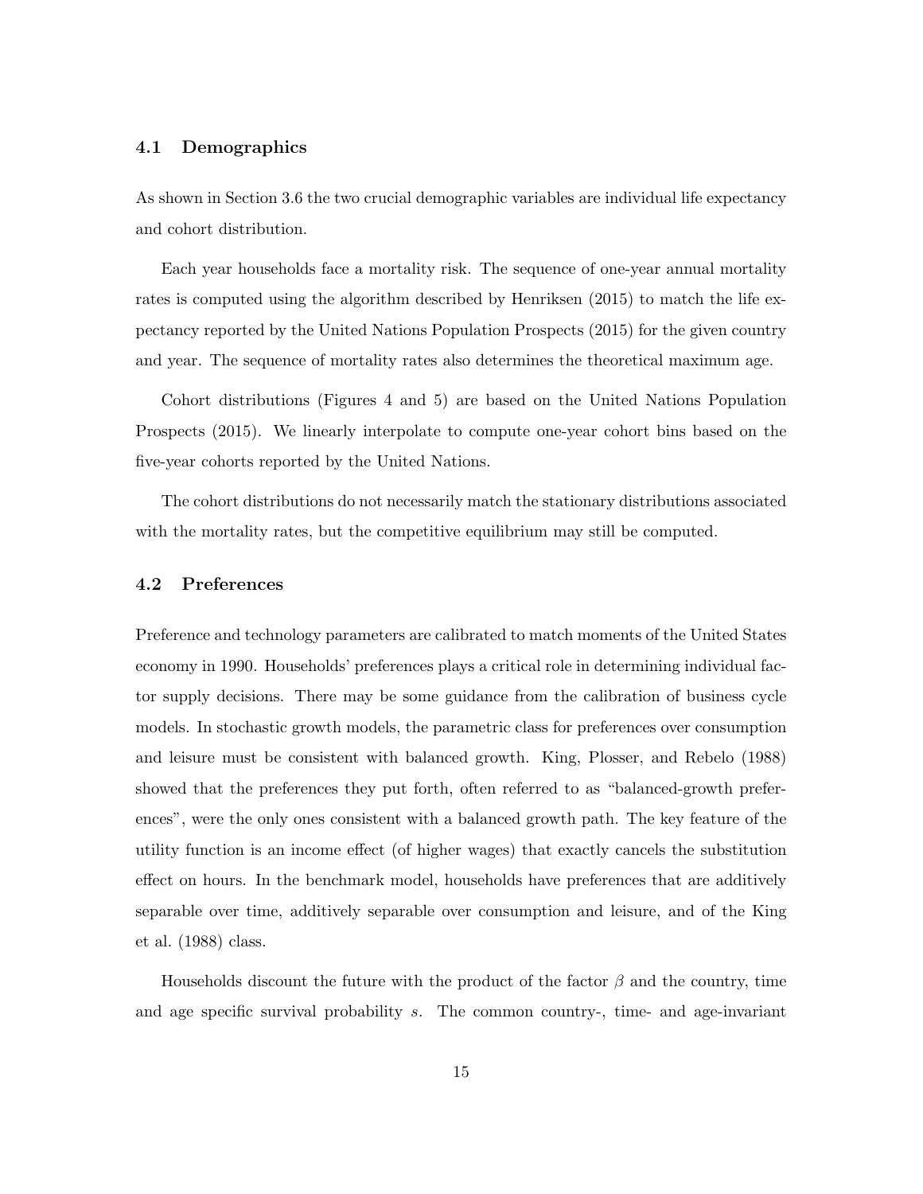### 4.1 Demographics

As shown in Section 3.6 the two crucial demographic variables are individual life expectancy and cohort distribution.

Each year households face a mortality risk. The sequence of one-year annual mortality rates is computed using the algorithm described by Henriksen (2015) to match the life expectancy reported by the United Nations Population Prospects (2015) for the given country and year. The sequence of mortality rates also determines the theoretical maximum age.

Cohort distributions (Figures 4 and 5) are based on the United Nations Population Prospects (2015). We linearly interpolate to compute one-year cohort bins based on the five-year cohorts reported by the United Nations.

The cohort distributions do not necessarily match the stationary distributions associated with the mortality rates, but the competitive equilibrium may still be computed.

### 4.2 Preferences

Preference and technology parameters are calibrated to match moments of the United States economy in 1990. Households' preferences plays a critical role in determining individual factor supply decisions. There may be some guidance from the calibration of business cycle models. In stochastic growth models, the parametric class for preferences over consumption and leisure must be consistent with balanced growth. King, Plosser, and Rebelo (1988) showed that the preferences they put forth, often referred to as "balanced-growth preferences", were the only ones consistent with a balanced growth path. The key feature of the utility function is an income effect (of higher wages) that exactly cancels the substitution effect on hours. In the benchmark model, households have preferences that are additively separable over time, additively separable over consumption and leisure, and of the King et al. (1988) class.

Households discount the future with the product of the factor $\beta$ and the country, time and age specific survival probability $s$. The common country-, time- and age-invariant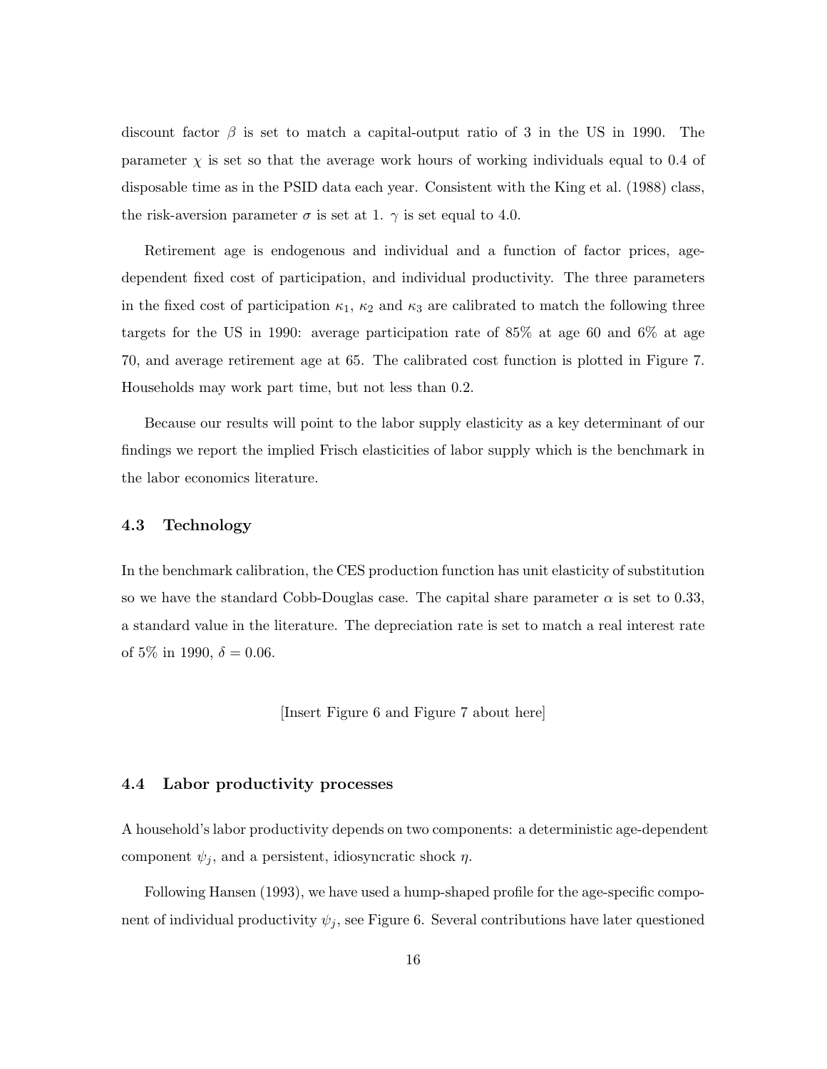discount factor $\beta$ is set to match a capital-output ratio of 3 in the US in 1990. The parameter $\chi$ is set so that the average work hours of working individuals equal to 0.4 of disposable time as in the PSID data each year. Consistent with the King et al. (1988) class, the risk-aversion parameter $\sigma$ is set at 1. $\gamma$ is set equal to 4.0.

Retirement age is endogenous and individual and a function of factor prices, age-dependent fixed cost of participation, and individual productivity. The three parameters in the fixed cost of participation $\kappa_1$, $\kappa_2$ and $\kappa_3$ are calibrated to match the following three targets for the US in 1990: average participation rate of 85% at age 60 and 6% at age 70, and average retirement age at 65. The calibrated cost function is plotted in Figure 7. Households may work part time, but not less than 0.2.

Because our results will point to the labor supply elasticity as a key determinant of our findings we report the implied Frisch elasticities of labor supply which is the benchmark in the labor economics literature.

### 4.3 Technology

In the benchmark calibration, the CES production function has unit elasticity of substitution so we have the standard Cobb-Douglas case. The capital share parameter $\alpha$ is set to 0.33, a standard value in the literature. The depreciation rate is set to match a real interest rate of 5% in 1990, $\delta = 0.06$.

[Insert Figure 6 and Figure 7 about here]

### 4.4 Labor productivity processes

A household's labor productivity depends on two components: a deterministic age-dependent component $\psi_j$, and a persistent, idiosyncratic shock $\eta$.

Following Hansen (1993), we have used a hump-shaped profile for the age-specific component of individual productivity $\psi_j$, see Figure 6. Several contributions have later questioned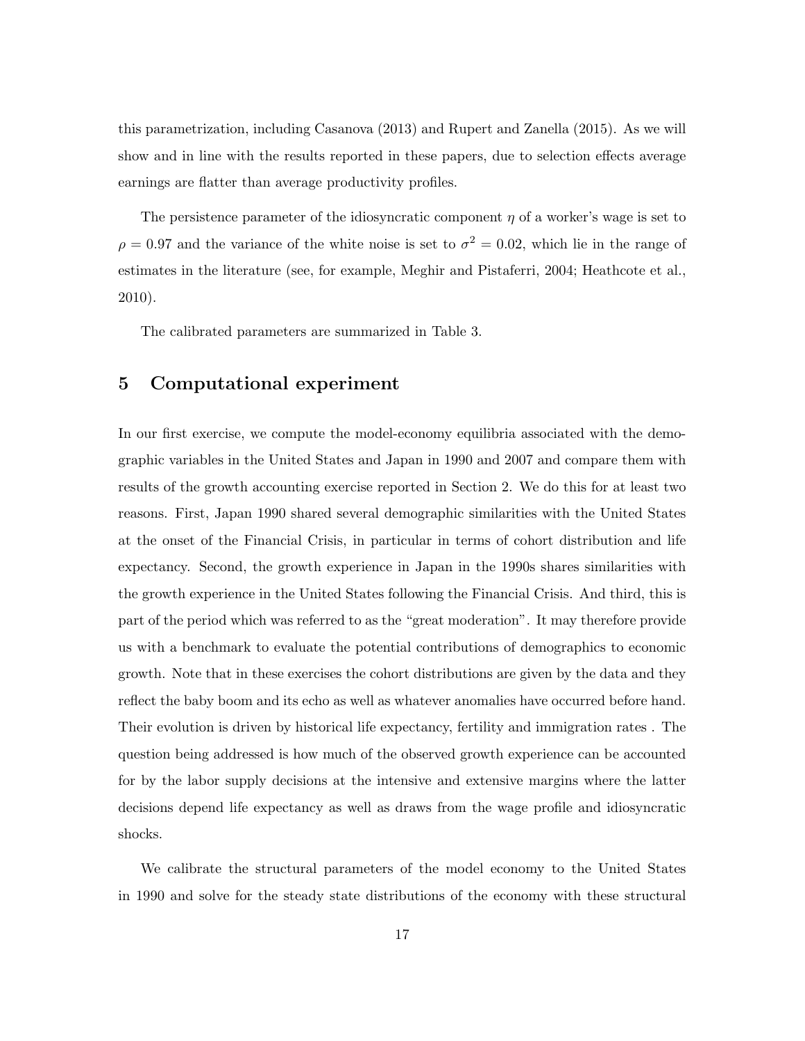this parametrization, including Casanova (2013) and Rupert and Zanella (2015). As we will show and in line with the results reported in these papers, due to selection effects average earnings are flatter than average productivity profiles.

The persistence parameter of the idiosyncratic component $\eta$ of a worker's wage is set to $\rho = 0.97$ and the variance of the white noise is set to $\sigma^2 = 0.02$, which lie in the range of estimates in the literature (see, for example, Meghir and Pistaferri, 2004; Heathcote et al., 2010).

The calibrated parameters are summarized in Table 3.

## 5 Computational experiment

In our first exercise, we compute the model-economy equilibria associated with the demographic variables in the United States and Japan in 1990 and 2007 and compare them with results of the growth accounting exercise reported in Section 2. We do this for at least two reasons. First, Japan 1990 shared several demographic similarities with the United States at the onset of the Financial Crisis, in particular in terms of cohort distribution and life expectancy. Second, the growth experience in Japan in the 1990s shares similarities with the growth experience in the United States following the Financial Crisis. And third, this is part of the period which was referred to as the "great moderation". It may therefore provide us with a benchmark to evaluate the potential contributions of demographics to economic growth. Note that in these exercises the cohort distributions are given by the data and they reflect the baby boom and its echo as well as whatever anomalies have occurred before hand. Their evolution is driven by historical life expectancy, fertility and immigration rates . The question being addressed is how much of the observed growth experience can be accounted for by the labor supply decisions at the intensive and extensive margins where the latter decisions depend life expectancy as well as draws from the wage profile and idiosyncratic shocks.

We calibrate the structural parameters of the model economy to the United States in 1990 and solve for the steady state distributions of the economy with these structural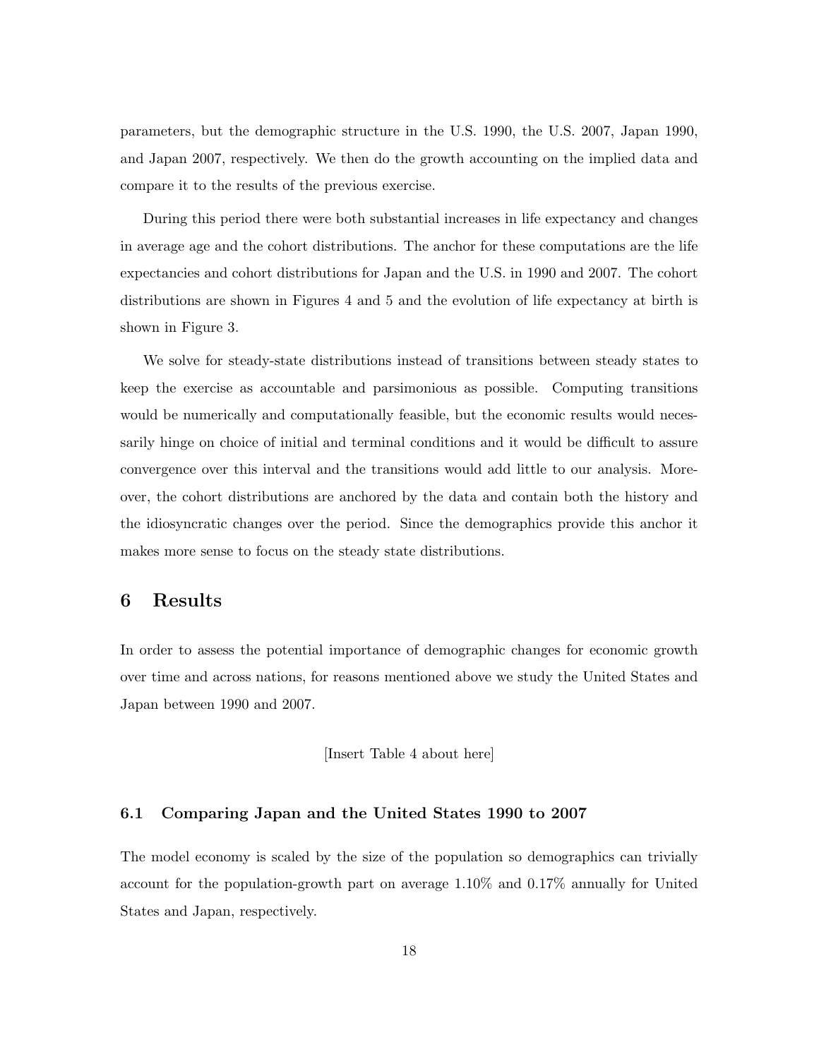parameters, but the demographic structure in the U.S. 1990, the U.S. 2007, Japan 1990, and Japan 2007, respectively. We then do the growth accounting on the implied data and compare it to the results of the previous exercise.

During this period there were both substantial increases in life expectancy and changes in average age and the cohort distributions. The anchor for these computations are the life expectancies and cohort distributions for Japan and the U.S. in 1990 and 2007. The cohort distributions are shown in Figures 4 and 5 and the evolution of life expectancy at birth is shown in Figure 3.

We solve for steady-state distributions instead of transitions between steady states to keep the exercise as accountable and parsimonious as possible. Computing transitions would be numerically and computationally feasible, but the economic results would necessarily hinge on choice of initial and terminal conditions and it would be difficult to assure convergence over this interval and the transitions would add little to our analysis. Moreover, the cohort distributions are anchored by the data and contain both the history and the idiosyncratic changes over the period. Since the demographics provide this anchor it makes more sense to focus on the steady state distributions.

## 6 Results

In order to assess the potential importance of demographic changes for economic growth over time and across nations, for reasons mentioned above we study the United States and Japan between 1990 and 2007.

[Insert Table 4 about here]

### 6.1 Comparing Japan and the United States 1990 to 2007

The model economy is scaled by the size of the population so demographics can trivially account for the population-growth part on average 1.10% and 0.17% annually for United States and Japan, respectively.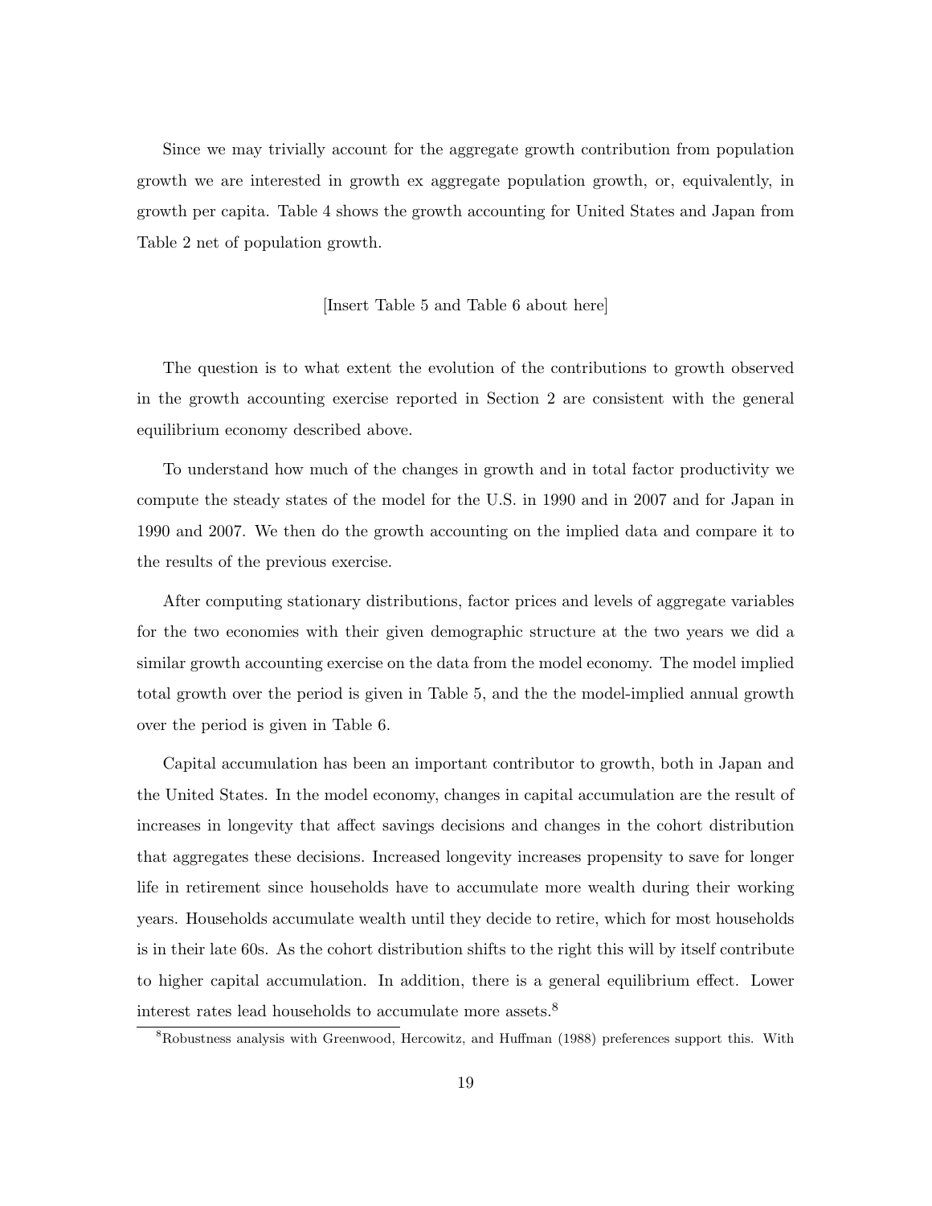Since we may trivially account for the aggregate growth contribution from population growth we are interested in growth ex aggregate population growth, or, equivalently, in growth per capita. Table 4 shows the growth accounting for United States and Japan from Table 2 net of population growth.

[Insert Table 5 and Table 6 about here]

The question is to what extent the evolution of the contributions to growth observed in the growth accounting exercise reported in Section 2 are consistent with the general equilibrium economy described above.

To understand how much of the changes in growth and in total factor productivity we compute the steady states of the model for the U.S. in 1990 and in 2007 and for Japan in 1990 and 2007. We then do the growth accounting on the implied data and compare it to the results of the previous exercise.

After computing stationary distributions, factor prices and levels of aggregate variables for the two economies with their given demographic structure at the two years we did a similar growth accounting exercise on the data from the model economy. The model implied total growth over the period is given in Table 5, and the the model-implied annual growth over the period is given in Table 6.

Capital accumulation has been an important contributor to growth, both in Japan and the United States. In the model economy, changes in capital accumulation are the result of increases in longevity that affect savings decisions and changes in the cohort distribution that aggregates these decisions. Increased longevity increases propensity to save for longer life in retirement since households have to accumulate more wealth during their working years. Households accumulate wealth until they decide to retire, which for most households is in their late 60s. As the cohort distribution shifts to the right this will by itself contribute to higher capital accumulation. In addition, there is a general equilibrium effect. Lower interest rates lead households to accumulate more assets.[8]

[8] Robustness analysis with Greenwood, Hercowitz, and Huffman (1988) preferences support this. With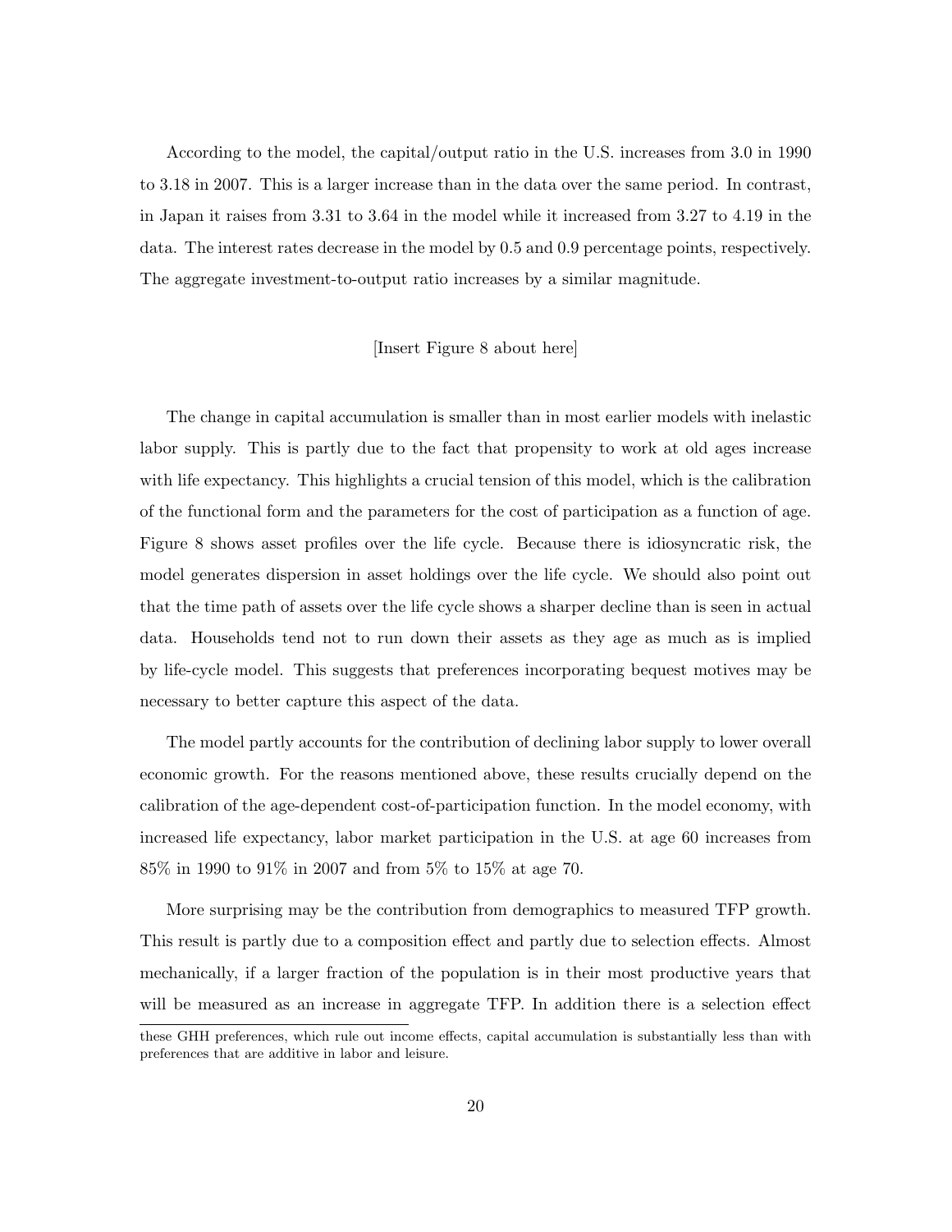According to the model, the capital/output ratio in the U.S. increases from 3.0 in 1990 to 3.18 in 2007. This is a larger increase than in the data over the same period. In contrast, in Japan it raises from 3.31 to 3.64 in the model while it increased from 3.27 to 4.19 in the data. The interest rates decrease in the model by 0.5 and 0.9 percentage points, respectively. The aggregate investment-to-output ratio increases by a similar magnitude.

[Insert Figure 8 about here]

The change in capital accumulation is smaller than in most earlier models with inelastic labor supply. This is partly due to the fact that propensity to work at old ages increase with life expectancy. This highlights a crucial tension of this model, which is the calibration of the functional form and the parameters for the cost of participation as a function of age. Figure 8 shows asset profiles over the life cycle. Because there is idiosyncratic risk, the model generates dispersion in asset holdings over the life cycle. We should also point out that the time path of assets over the life cycle shows a sharper decline than is seen in actual data. Households tend not to run down their assets as they age as much as is implied by life-cycle model. This suggests that preferences incorporating bequest motives may be necessary to better capture this aspect of the data.

The model partly accounts for the contribution of declining labor supply to lower overall economic growth. For the reasons mentioned above, these results crucially depend on the calibration of the age-dependent cost-of-participation function. In the model economy, with increased life expectancy, labor market participation in the U.S. at age 60 increases from 85% in 1990 to 91% in 2007 and from 5% to 15% at age 70.

More surprising may be the contribution from demographics to measured TFP growth. This result is partly due to a composition effect and partly due to selection effects. Almost mechanically, if a larger fraction of the population is in their most productive years that will be measured as an increase in aggregate TFP. In addition there is a selection effect

these GHH preferences, which rule out income effects, capital accumulation is substantially less than with preferences that are additive in labor and leisure.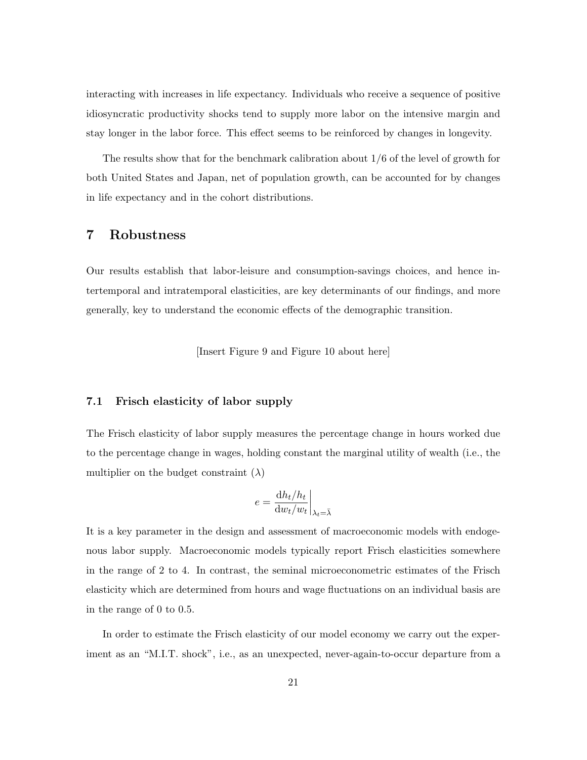interacting with increases in life expectancy. Individuals who receive a sequence of positive idiosyncratic productivity shocks tend to supply more labor on the intensive margin and stay longer in the labor force. This effect seems to be reinforced by changes in longevity.

The results show that for the benchmark calibration about 1/6 of the level of growth for both United States and Japan, net of population growth, can be accounted for by changes in life expectancy and in the cohort distributions.

# 7 Robustness

Our results establish that labor-leisure and consumption-savings choices, and hence intertemporal and intratemporal elasticities, are key determinants of our findings, and more generally, key to understand the economic effects of the demographic transition.

[Insert Figure 9 and Figure 10 about here]

## 7.1 Frisch elasticity of labor supply

The Frisch elasticity of labor supply measures the percentage change in hours worked due to the percentage change in wages, holding constant the marginal utility of wealth (i.e., the multiplier on the budget constraint ($\lambda$)

$$e = \left. \frac{\mathrm{d}h_t/h_t}{\mathrm{d}w_t/w_t} \right|_{\lambda_t = \bar{\lambda}}$$

It is a key parameter in the design and assessment of macroeconomic models with endogenous labor supply. Macroeconomic models typically report Frisch elasticities somewhere in the range of 2 to 4. In contrast, the seminal microeconometric estimates of the Frisch elasticity which are determined from hours and wage fluctuations on an individual basis are in the range of 0 to 0.5.

In order to estimate the Frisch elasticity of our model economy we carry out the experiment as an "M.I.T. shock", i.e., as an unexpected, never-again-to-occur departure from a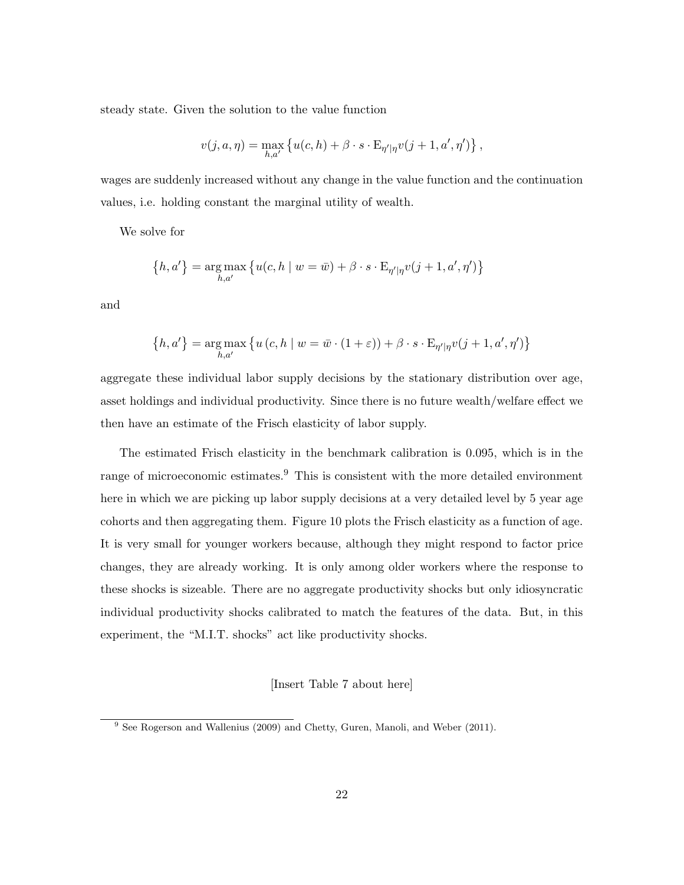steady state. Given the solution to the value function

$$v(j, a, \eta) = \max_{h, a'} \left\{ u(c, h) + \beta \cdot s \cdot \mathrm{E}_{\eta'|\eta} v(j+1, a', \eta') \right\},$$

wages are suddenly increased without any change in the value function and the continuation values, i.e. holding constant the marginal utility of wealth.

We solve for

$$\left\{ h, a' \right\} = \underset{h, a'}{\arg\max} \left\{ u(c, h \mid w = \bar{w}) + \beta \cdot s \cdot \mathrm{E}_{\eta'|\eta} v(j+1, a', \eta') \right\}$$

and

$$\left\{ h, a' \right\} = \underset{h, a'}{\arg\max} \left\{ u\left(c, h \mid w = \bar{w} \cdot (1 + \varepsilon)\right) + \beta \cdot s \cdot \mathrm{E}_{\eta'|\eta} v(j+1, a', \eta') \right\}$$

aggregate these individual labor supply decisions by the stationary distribution over age, asset holdings and individual productivity. Since there is no future wealth/welfare effect we then have an estimate of the Frisch elasticity of labor supply.

The estimated Frisch elasticity in the benchmark calibration is 0.095, which is in the range of microeconomic estimates.[9] This is consistent with the more detailed environment here in which we are picking up labor supply decisions at a very detailed level by 5 year age cohorts and then aggregating them. Figure 10 plots the Frisch elasticity as a function of age. It is very small for younger workers because, although they might respond to factor price changes, they are already working. It is only among older workers where the response to these shocks is sizeable. There are no aggregate productivity shocks but only idiosyncratic individual productivity shocks calibrated to match the features of the data. But, in this experiment, the "M.I.T. shocks" act like productivity shocks.

[Insert Table 7 about here]

[9] See Rogerson and Wallenius (2009) and Chetty, Guren, Manoli, and Weber (2011).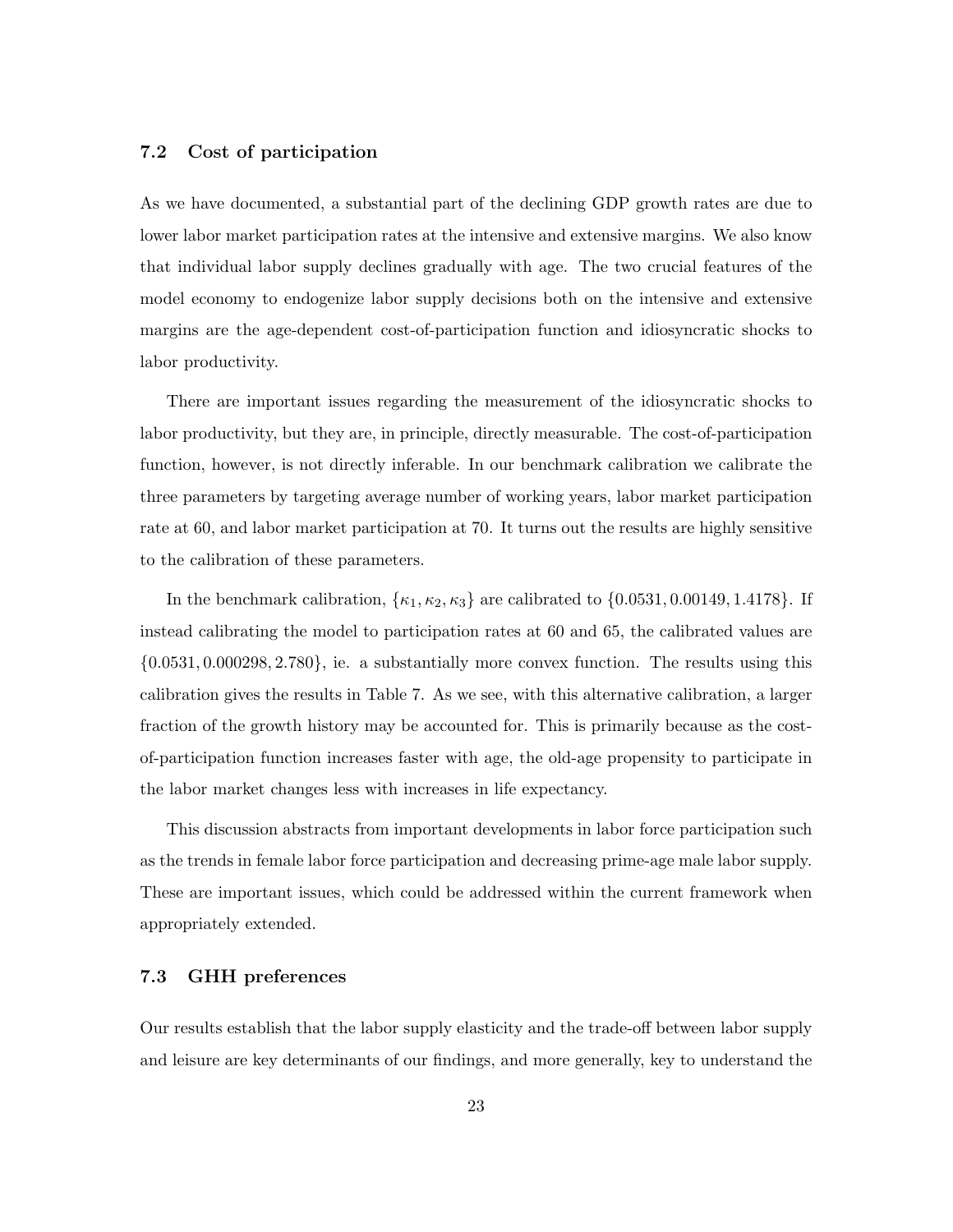### 7.2 Cost of participation

As we have documented, a substantial part of the declining GDP growth rates are due to lower labor market participation rates at the intensive and extensive margins. We also know that individual labor supply declines gradually with age. The two crucial features of the model economy to endogenize labor supply decisions both on the intensive and extensive margins are the age-dependent cost-of-participation function and idiosyncratic shocks to labor productivity.

There are important issues regarding the measurement of the idiosyncratic shocks to labor productivity, but they are, in principle, directly measurable. The cost-of-participation function, however, is not directly inferable. In our benchmark calibration we calibrate the three parameters by targeting average number of working years, labor market participation rate at 60, and labor market participation at 70. It turns out the results are highly sensitive to the calibration of these parameters.

In the benchmark calibration, $\{\kappa_1, \kappa_2, \kappa_3\}$ are calibrated to $\{0.0531, 0.00149, 1.4178\}$. If instead calibrating the model to participation rates at 60 and 65, the calibrated values are $\{0.0531, 0.000298, 2.780\}$, ie. a substantially more convex function. The results using this calibration gives the results in Table 7. As we see, with this alternative calibration, a larger fraction of the growth history may be accounted for. This is primarily because as the cost-of-participation function increases faster with age, the old-age propensity to participate in the labor market changes less with increases in life expectancy.

This discussion abstracts from important developments in labor force participation such as the trends in female labor force participation and decreasing prime-age male labor supply. These are important issues, which could be addressed within the current framework when appropriately extended.

### 7.3 GHH preferences

Our results establish that the labor supply elasticity and the trade-off between labor supply and leisure are key determinants of our findings, and more generally, key to understand the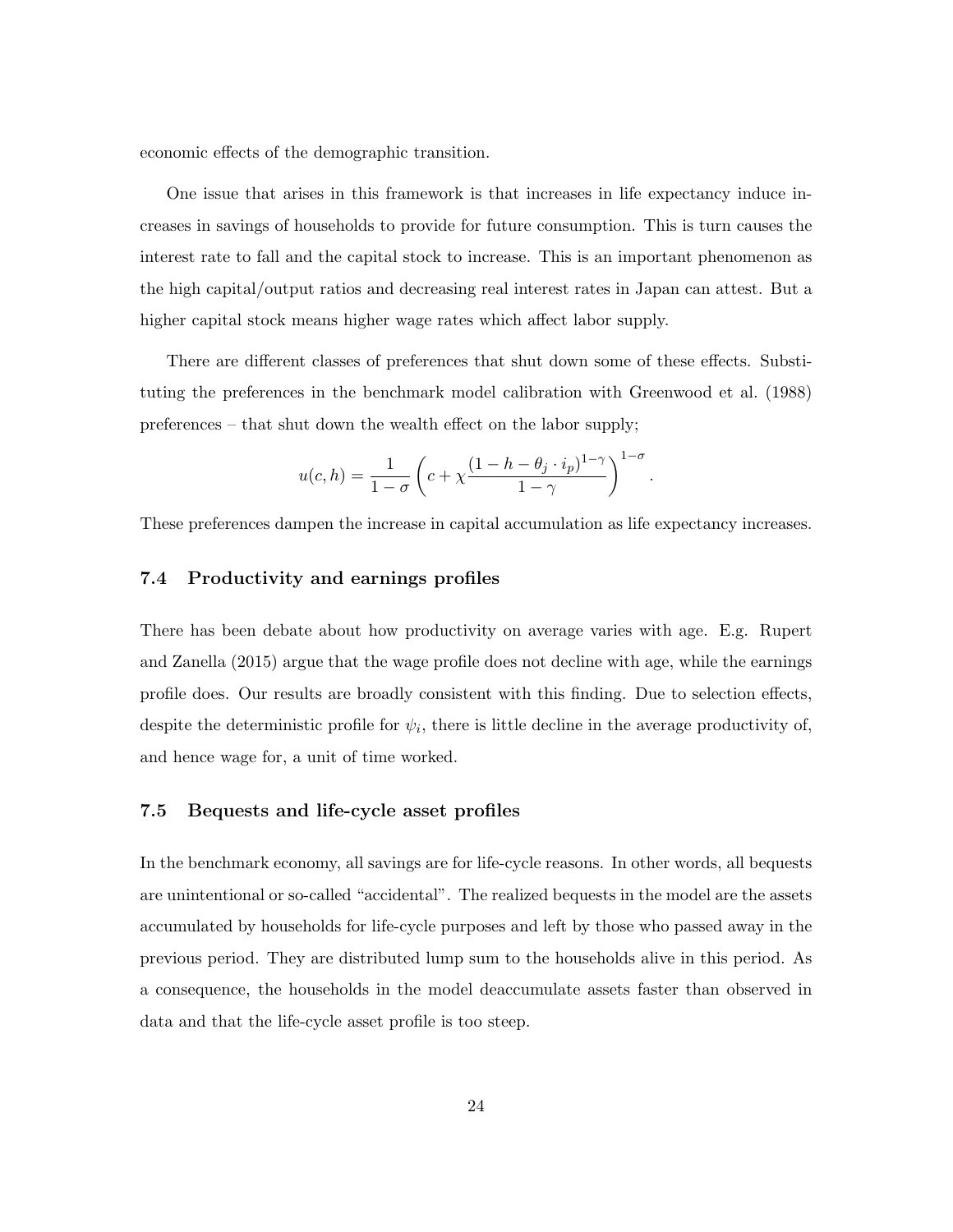economic effects of the demographic transition.

One issue that arises in this framework is that increases in life expectancy induce increases in savings of households to provide for future consumption. This is turn causes the interest rate to fall and the capital stock to increase. This is an important phenomenon as the high capital/output ratios and decreasing real interest rates in Japan can attest. But a higher capital stock means higher wage rates which affect labor supply.

There are different classes of preferences that shut down some of these effects. Substituting the preferences in the benchmark model calibration with Greenwood et al. (1988) preferences – that shut down the wealth effect on the labor supply;

$$u(c, h) = \frac{1}{1-\sigma}\left(c + \chi \frac{(1 - h - \theta_j \cdot i_p)^{1-\gamma}}{1-\gamma}\right)^{1-\sigma}.$$

These preferences dampen the increase in capital accumulation as life expectancy increases.

### 7.4 Productivity and earnings profiles

There has been debate about how productivity on average varies with age. E.g. Rupert and Zanella (2015) argue that the wage profile does not decline with age, while the earnings profile does. Our results are broadly consistent with this finding. Due to selection effects, despite the deterministic profile for $\psi_i$, there is little decline in the average productivity of, and hence wage for, a unit of time worked.

### 7.5 Bequests and life-cycle asset profiles

In the benchmark economy, all savings are for life-cycle reasons. In other words, all bequests are unintentional or so-called "accidental". The realized bequests in the model are the assets accumulated by households for life-cycle purposes and left by those who passed away in the previous period. They are distributed lump sum to the households alive in this period. As a consequence, the households in the model deaccumulate assets faster than observed in data and that the life-cycle asset profile is too steep.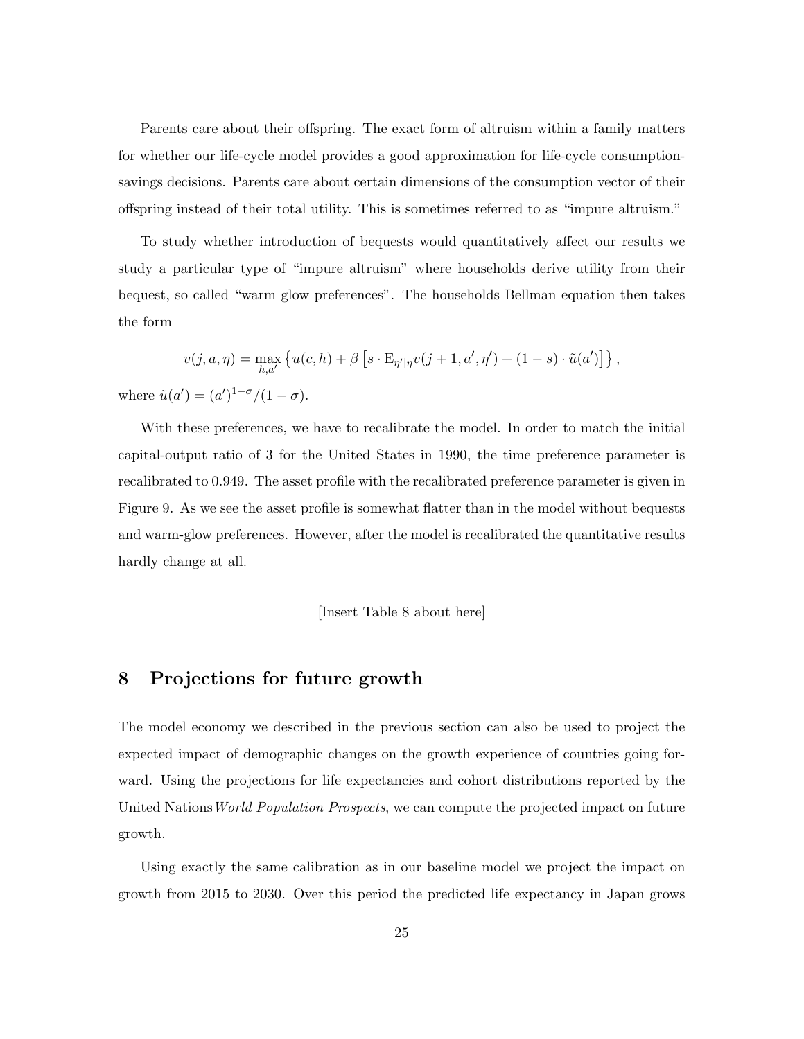Parents care about their offspring. The exact form of altruism within a family matters for whether our life-cycle model provides a good approximation for life-cycle consumption-savings decisions. Parents care about certain dimensions of the consumption vector of their offspring instead of their total utility. This is sometimes referred to as "impure altruism."

To study whether introduction of bequests would quantitatively affect our results we study a particular type of "impure altruism" where households derive utility from their bequest, so called "warm glow preferences". The households Bellman equation then takes the form

$$v(j, a, \eta) = \max_{h,a'} \left\{ u(c, h) + \beta \left[ s \cdot \mathrm{E}_{\eta'|\eta} v(j+1, a', \eta') + (1-s) \cdot \tilde{u}(a') \right] \right\},$$

where $\tilde{u}(a') = (a')^{1-\sigma}/(1-\sigma)$.

With these preferences, we have to recalibrate the model. In order to match the initial capital-output ratio of 3 for the United States in 1990, the time preference parameter is recalibrated to 0.949. The asset profile with the recalibrated preference parameter is given in Figure 9. As we see the asset profile is somewhat flatter than in the model without bequests and warm-glow preferences. However, after the model is recalibrated the quantitative results hardly change at all.

[Insert Table 8 about here]

## 8 Projections for future growth

The model economy we described in the previous section can also be used to project the expected impact of demographic changes on the growth experience of countries going forward. Using the projections for life expectancies and cohort distributions reported by the United Nations *World Population Prospects*, we can compute the projected impact on future growth.

Using exactly the same calibration as in our baseline model we project the impact on growth from 2015 to 2030. Over this period the predicted life expectancy in Japan grows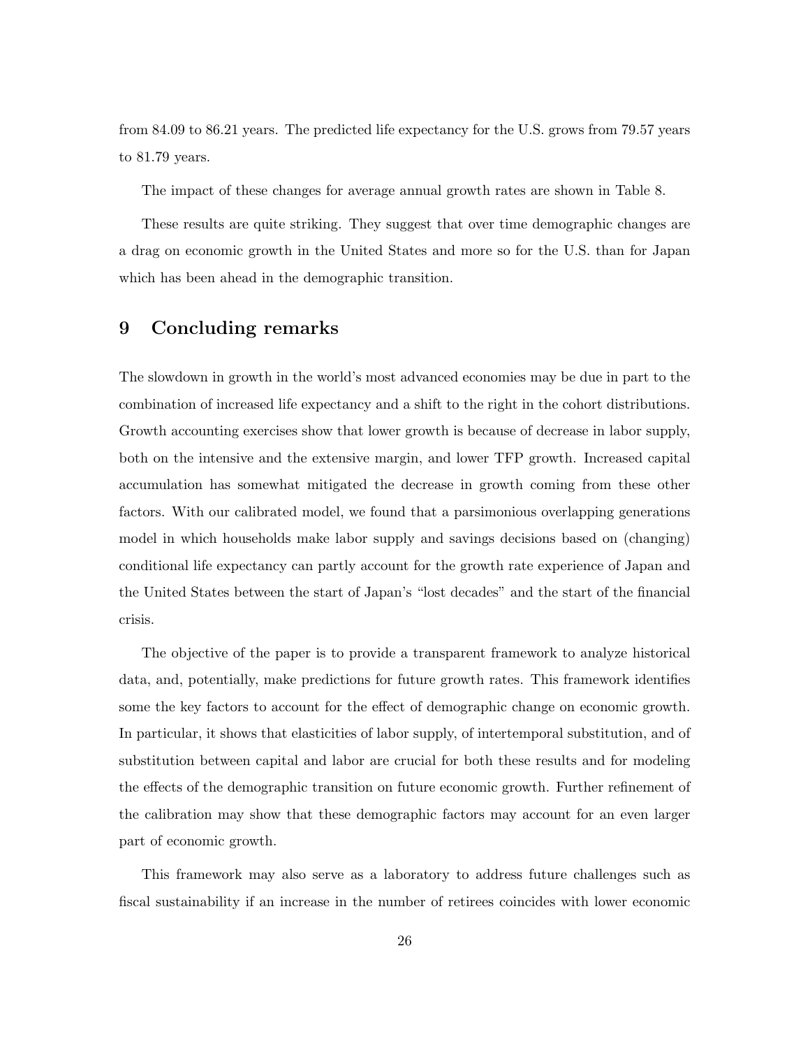from 84.09 to 86.21 years. The predicted life expectancy for the U.S. grows from 79.57 years to 81.79 years.

The impact of these changes for average annual growth rates are shown in Table 8.

These results are quite striking. They suggest that over time demographic changes are a drag on economic growth in the United States and more so for the U.S. than for Japan which has been ahead in the demographic transition.

# 9 Concluding remarks

The slowdown in growth in the world's most advanced economies may be due in part to the combination of increased life expectancy and a shift to the right in the cohort distributions. Growth accounting exercises show that lower growth is because of decrease in labor supply, both on the intensive and the extensive margin, and lower TFP growth. Increased capital accumulation has somewhat mitigated the decrease in growth coming from these other factors. With our calibrated model, we found that a parsimonious overlapping generations model in which households make labor supply and savings decisions based on (changing) conditional life expectancy can partly account for the growth rate experience of Japan and the United States between the start of Japan's "lost decades" and the start of the financial crisis.

The objective of the paper is to provide a transparent framework to analyze historical data, and, potentially, make predictions for future growth rates. This framework identifies some the key factors to account for the effect of demographic change on economic growth. In particular, it shows that elasticities of labor supply, of intertemporal substitution, and of substitution between capital and labor are crucial for both these results and for modeling the effects of the demographic transition on future economic growth. Further refinement of the calibration may show that these demographic factors may account for an even larger part of economic growth.

This framework may also serve as a laboratory to address future challenges such as fiscal sustainability if an increase in the number of retirees coincides with lower economic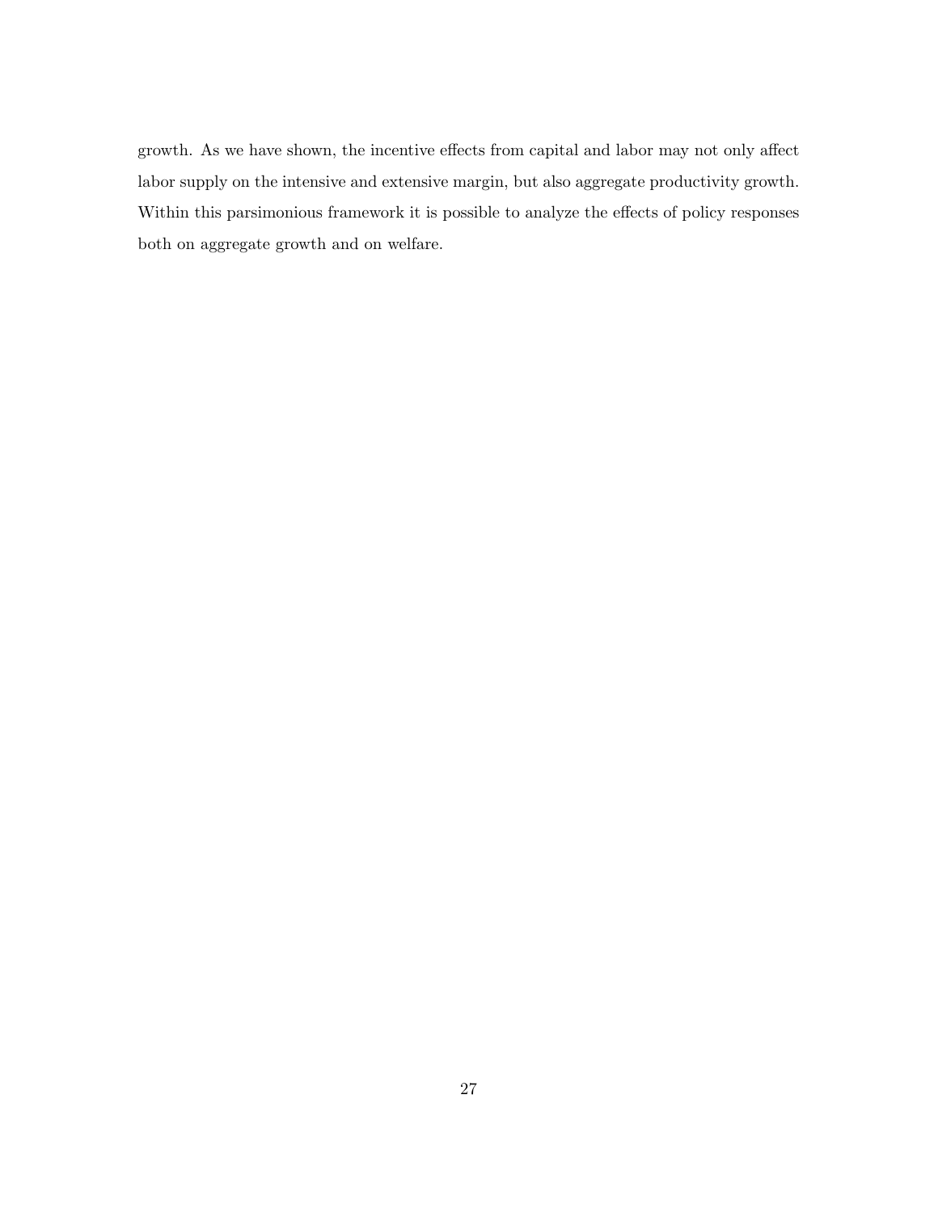growth. As we have shown, the incentive effects from capital and labor may not only affect labor supply on the intensive and extensive margin, but also aggregate productivity growth. Within this parsimonious framework it is possible to analyze the effects of policy responses both on aggregate growth and on welfare.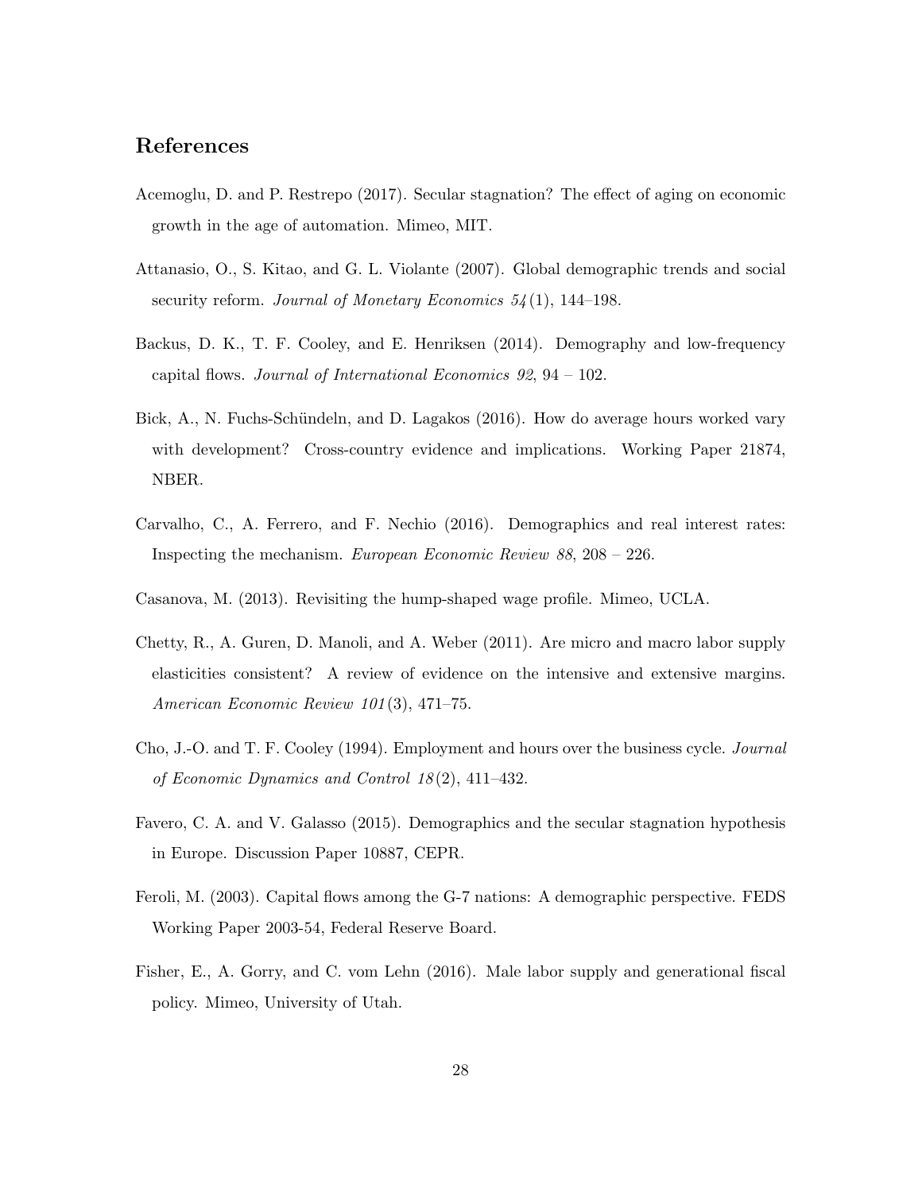## References

Acemoglu, D. and P. Restrepo (2017). Secular stagnation? The effect of aging on economic growth in the age of automation. Mimeo, MIT.

Attanasio, O., S. Kitao, and G. L. Violante (2007). Global demographic trends and social security reform. *Journal of Monetary Economics 54*(1), 144–198.

Backus, D. K., T. F. Cooley, and E. Henriksen (2014). Demography and low-frequency capital flows. *Journal of International Economics 92*, 94 – 102.

Bick, A., N. Fuchs-Schündeln, and D. Lagakos (2016). How do average hours worked vary with development? Cross-country evidence and implications. Working Paper 21874, NBER.

Carvalho, C., A. Ferrero, and F. Nechio (2016). Demographics and real interest rates: Inspecting the mechanism. *European Economic Review 88*, 208 – 226.

Casanova, M. (2013). Revisiting the hump-shaped wage profile. Mimeo, UCLA.

Chetty, R., A. Guren, D. Manoli, and A. Weber (2011). Are micro and macro labor supply elasticities consistent? A review of evidence on the intensive and extensive margins. *American Economic Review 101*(3), 471–75.

Cho, J.-O. and T. F. Cooley (1994). Employment and hours over the business cycle. *Journal of Economic Dynamics and Control 18*(2), 411–432.

Favero, C. A. and V. Galasso (2015). Demographics and the secular stagnation hypothesis in Europe. Discussion Paper 10887, CEPR.

Feroli, M. (2003). Capital flows among the G-7 nations: A demographic perspective. FEDS Working Paper 2003-54, Federal Reserve Board.

Fisher, E., A. Gorry, and C. vom Lehn (2016). Male labor supply and generational fiscal policy. Mimeo, University of Utah.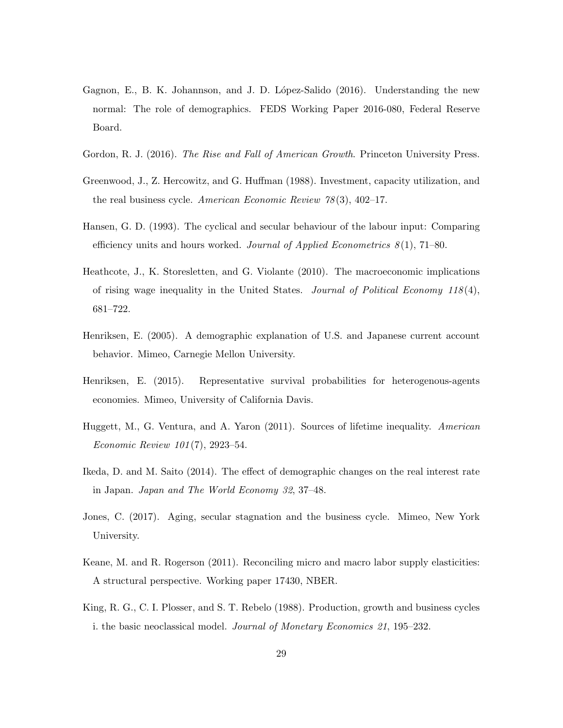Gagnon, E., B. K. Johannson, and J. D. López-Salido (2016). Understanding the new normal: The role of demographics. FEDS Working Paper 2016-080, Federal Reserve Board.

Gordon, R. J. (2016). *The Rise and Fall of American Growth*. Princeton University Press.

Greenwood, J., Z. Hercowitz, and G. Huffman (1988). Investment, capacity utilization, and the real business cycle. *American Economic Review 78*(3), 402–17.

Hansen, G. D. (1993). The cyclical and secular behaviour of the labour input: Comparing efficiency units and hours worked. *Journal of Applied Econometrics 8*(1), 71–80.

Heathcote, J., K. Storesletten, and G. Violante (2010). The macroeconomic implications of rising wage inequality in the United States. *Journal of Political Economy 118*(4), 681–722.

Henriksen, E. (2005). A demographic explanation of U.S. and Japanese current account behavior. Mimeo, Carnegie Mellon University.

Henriksen, E. (2015). Representative survival probabilities for heterogenous-agents economies. Mimeo, University of California Davis.

Huggett, M., G. Ventura, and A. Yaron (2011). Sources of lifetime inequality. *American Economic Review 101*(7), 2923–54.

Ikeda, D. and M. Saito (2014). The effect of demographic changes on the real interest rate in Japan. *Japan and The World Economy 32*, 37–48.

Jones, C. (2017). Aging, secular stagnation and the business cycle. Mimeo, New York University.

Keane, M. and R. Rogerson (2011). Reconciling micro and macro labor supply elasticities: A structural perspective. Working paper 17430, NBER.

King, R. G., C. I. Plosser, and S. T. Rebelo (1988). Production, growth and business cycles i. the basic neoclassical model. *Journal of Monetary Economics 21*, 195–232.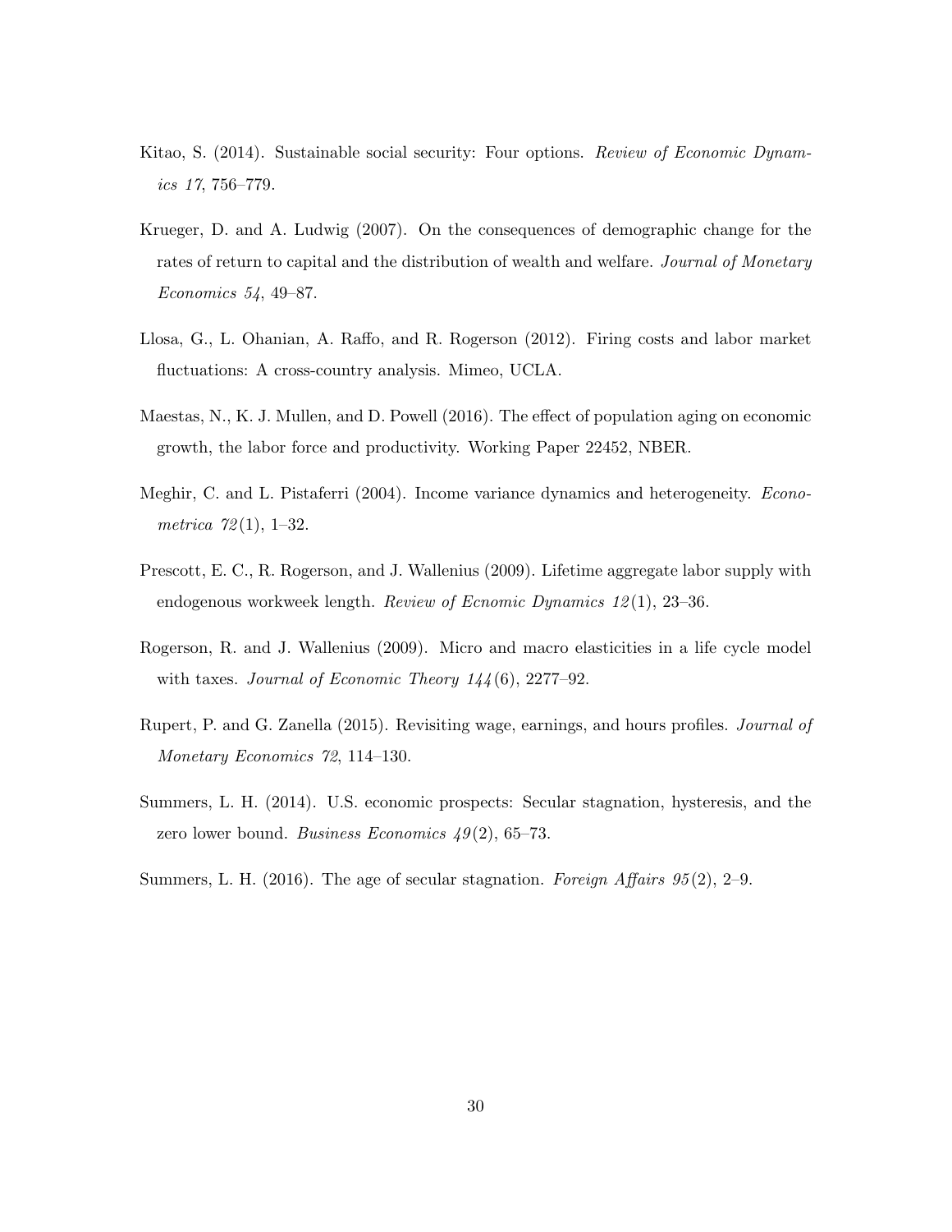Kitao, S. (2014). Sustainable social security: Four options. *Review of Economic Dynamics 17*, 756–779.

Krueger, D. and A. Ludwig (2007). On the consequences of demographic change for the rates of return to capital and the distribution of wealth and welfare. *Journal of Monetary Economics 54*, 49–87.

Llosa, G., L. Ohanian, A. Raffo, and R. Rogerson (2012). Firing costs and labor market fluctuations: A cross-country analysis. Mimeo, UCLA.

Maestas, N., K. J. Mullen, and D. Powell (2016). The effect of population aging on economic growth, the labor force and productivity. Working Paper 22452, NBER.

Meghir, C. and L. Pistaferri (2004). Income variance dynamics and heterogeneity. *Econometrica 72*(1), 1–32.

Prescott, E. C., R. Rogerson, and J. Wallenius (2009). Lifetime aggregate labor supply with endogenous workweek length. *Review of Ecnomic Dynamics 12*(1), 23–36.

Rogerson, R. and J. Wallenius (2009). Micro and macro elasticities in a life cycle model with taxes. *Journal of Economic Theory 144*(6), 2277–92.

Rupert, P. and G. Zanella (2015). Revisiting wage, earnings, and hours profiles. *Journal of Monetary Economics 72*, 114–130.

Summers, L. H. (2014). U.S. economic prospects: Secular stagnation, hysteresis, and the zero lower bound. *Business Economics 49*(2), 65–73.

Summers, L. H. (2016). The age of secular stagnation. *Foreign Affairs 95*(2), 2–9.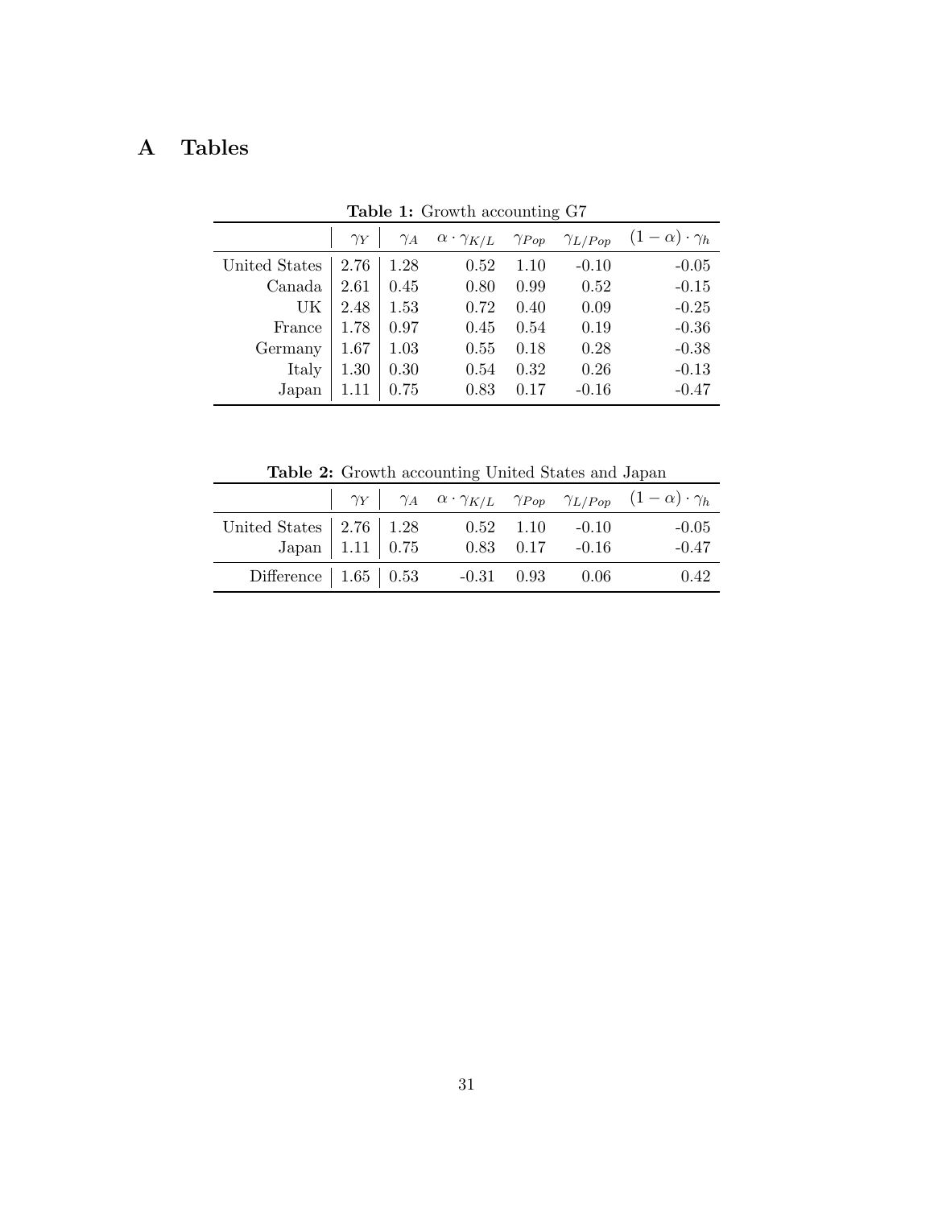# A Tables

**Table 1:** Growth accounting G7

| | $\gamma_Y$ | $\gamma_A$ | $\alpha \cdot \gamma_{K/L}$ | $\gamma_{Pop}$ | $\gamma_{L/Pop}$ | $(1-\alpha) \cdot \gamma_h$ |
|---|---|---|---|---|---|---|
| United States | 2.76 | 1.28 | 0.52 | 1.10 | -0.10 | -0.05 |
| Canada | 2.61 | 0.45 | 0.80 | 0.99 | 0.52 | -0.15 |
| UK | 2.48 | 1.53 | 0.72 | 0.40 | 0.09 | -0.25 |
| France | 1.78 | 0.97 | 0.45 | 0.54 | 0.19 | -0.36 |
| Germany | 1.67 | 1.03 | 0.55 | 0.18 | 0.28 | -0.38 |
| Italy | 1.30 | 0.30 | 0.54 | 0.32 | 0.26 | -0.13 |
| Japan | 1.11 | 0.75 | 0.83 | 0.17 | -0.16 | -0.47 |

**Table 2:** Growth accounting United States and Japan

| | $\gamma_Y$ | $\gamma_A$ | $\alpha \cdot \gamma_{K/L}$ | $\gamma_{Pop}$ | $\gamma_{L/Pop}$ | $(1-\alpha) \cdot \gamma_h$ |
|---|---|---|---|---|---|---|
| United States | 2.76 | 1.28 | 0.52 | 1.10 | -0.10 | -0.05 |
| Japan | 1.11 | 0.75 | 0.83 | 0.17 | -0.16 | -0.47 |
| Difference | 1.65 | 0.53 | -0.31 | 0.93 | 0.06 | 0.42 |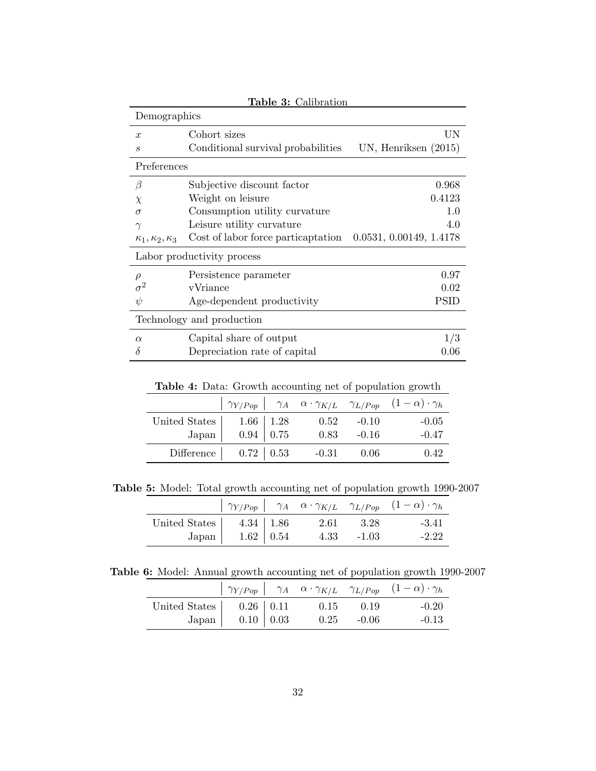**Table 3:** Calibration

| | | |
|---|---|---|
| **Demographics** | | |
| $x$ | Cohort sizes | UN |
| $s$ | Conditional survival probabilities | UN, Henriksen (2015) |
| **Preferences** | | |
| $\beta$ | Subjective discount factor | 0.968 |
| $\chi$ | Weight on leisure | 0.4123 |
| $\sigma$ | Consumption utility curvature | 1.0 |
| $\gamma$ | Leisure utility curvature | 4.0 |
| $\kappa_1, \kappa_2, \kappa_3$ | Cost of labor force particaptation | 0.0531, 0.00149, 1.4178 |
| **Labor productivity process** | | |
| $\rho$ | Persistence parameter | 0.97 |
| $\sigma^2$ | vVriance | 0.02 |
| $\psi$ | Age-dependent productivity | PSID |
| **Technology and production** | | |
| $\alpha$ | Capital share of output | 1/3 |
| $\delta$ | Depreciation rate of capital | 0.06 |

**Table 4:** Data: Growth accounting net of population growth

| | $\gamma_{Y/Pop}$ | $\gamma_A$ | $\alpha \cdot \gamma_{K/L}$ | $\gamma_{L/Pop}$ | $(1-\alpha) \cdot \gamma_h$ |
|---|---|---|---|---|---|
| United States | 1.66 | 1.28 | 0.52 | -0.10 | -0.05 |
| Japan | 0.94 | 0.75 | 0.83 | -0.16 | -0.47 |
| Difference | 0.72 | 0.53 | -0.31 | 0.06 | 0.42 |

**Table 5:** Model: Total growth accounting net of population growth 1990-2007

| | $\gamma_{Y/Pop}$ | $\gamma_A$ | $\alpha \cdot \gamma_{K/L}$ | $\gamma_{L/Pop}$ | $(1-\alpha) \cdot \gamma_h$ |
|---|---|---|---|---|---|
| United States | 4.34 | 1.86 | 2.61 | 3.28 | -3.41 |
| Japan | 1.62 | 0.54 | 4.33 | -1.03 | -2.22 |

**Table 6:** Model: Annual growth accounting net of population growth 1990-2007

| | $\gamma_{Y/Pop}$ | $\gamma_A$ | $\alpha \cdot \gamma_{K/L}$ | $\gamma_{L/Pop}$ | $(1-\alpha) \cdot \gamma_h$ |
|---|---|---|---|---|---|
| United States | 0.26 | 0.11 | 0.15 | 0.19 | -0.20 |
| Japan | 0.10 | 0.03 | 0.25 | -0.06 | -0.13 |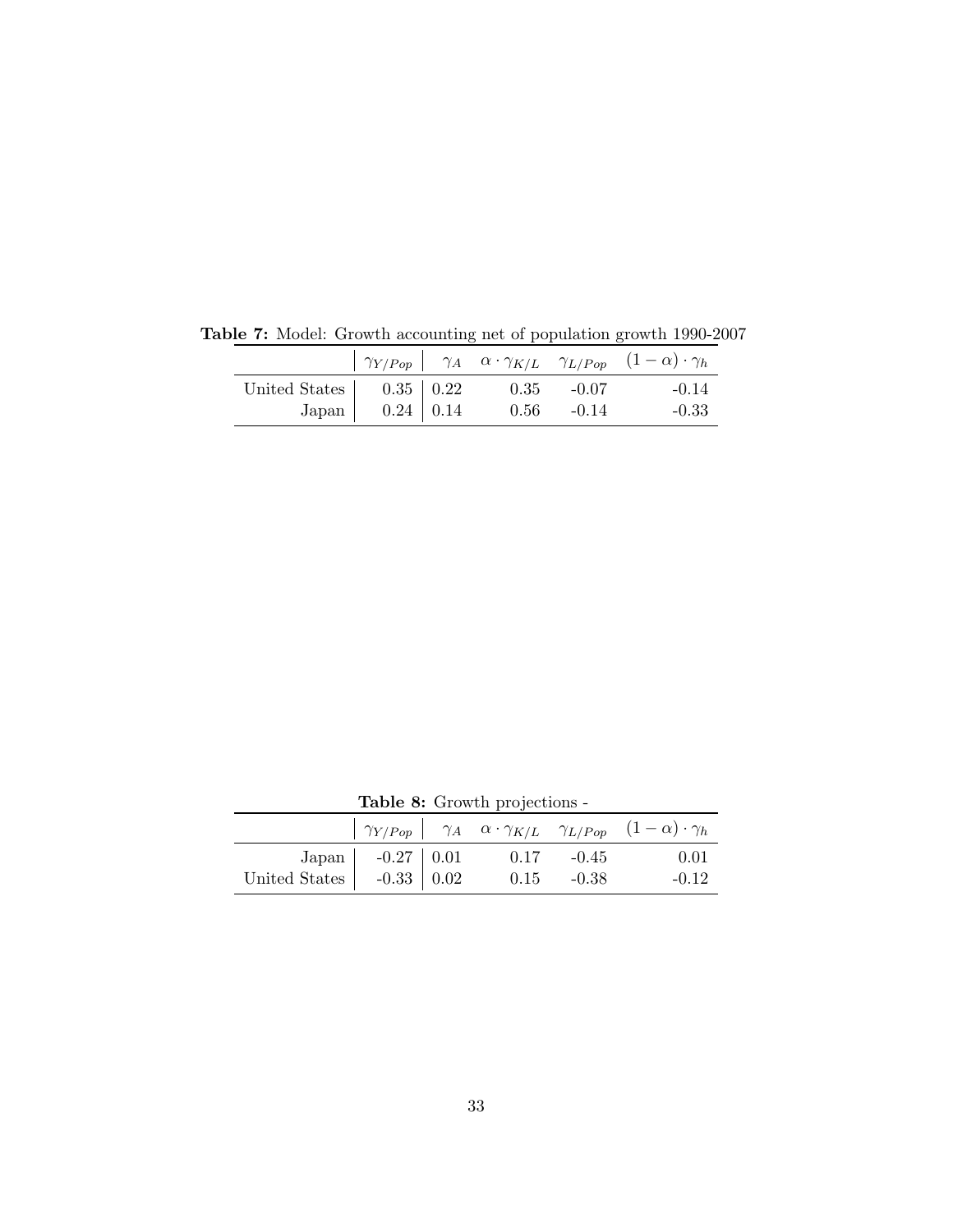**Table 7:** Model: Growth accounting net of population growth 1990-2007

| | $\gamma_{Y/Pop}$ | $\gamma_A$ | $\alpha \cdot \gamma_{K/L}$ | $\gamma_{L/Pop}$ | $(1-\alpha) \cdot \gamma_h$ |
|---|---|---|---|---|---|
| United States | 0.35 | 0.22 | 0.35 | -0.07 | -0.14 |
| Japan | 0.24 | 0.14 | 0.56 | -0.14 | -0.33 |

**Table 8:** Growth projections -

| | $\gamma_{Y/Pop}$ | $\gamma_A$ | $\alpha \cdot \gamma_{K/L}$ | $\gamma_{L/Pop}$ | $(1-\alpha) \cdot \gamma_h$ |
|---|---|---|---|---|---|
| Japan | -0.27 | 0.01 | 0.17 | -0.45 | 0.01 |
| United States | -0.33 | 0.02 | 0.15 | -0.38 | -0.12 |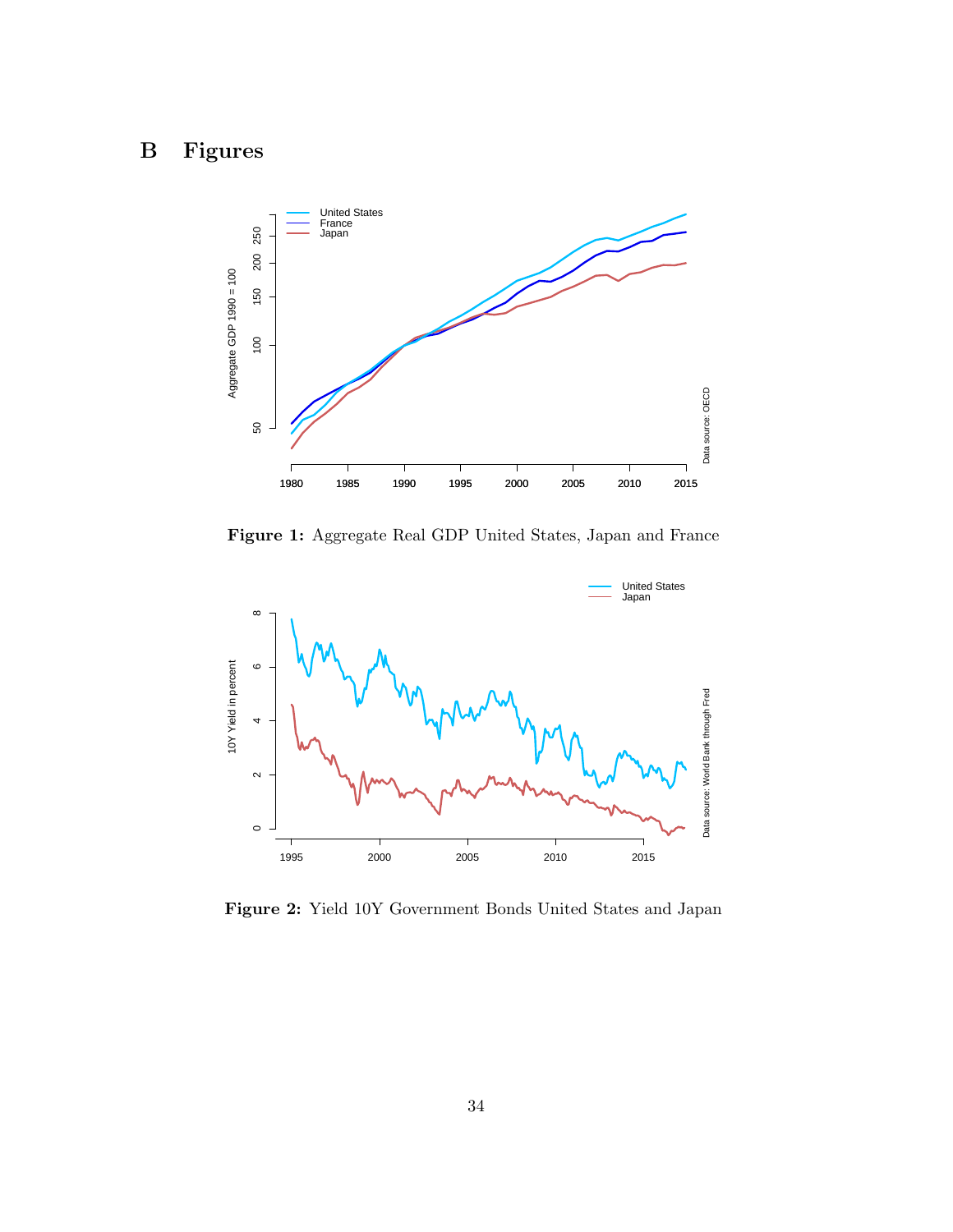## B Figures

**Figure 1:** Aggregate Real GDP United States, Japan and France

**Figure 2:** Yield 10Y Government Bonds United States and Japan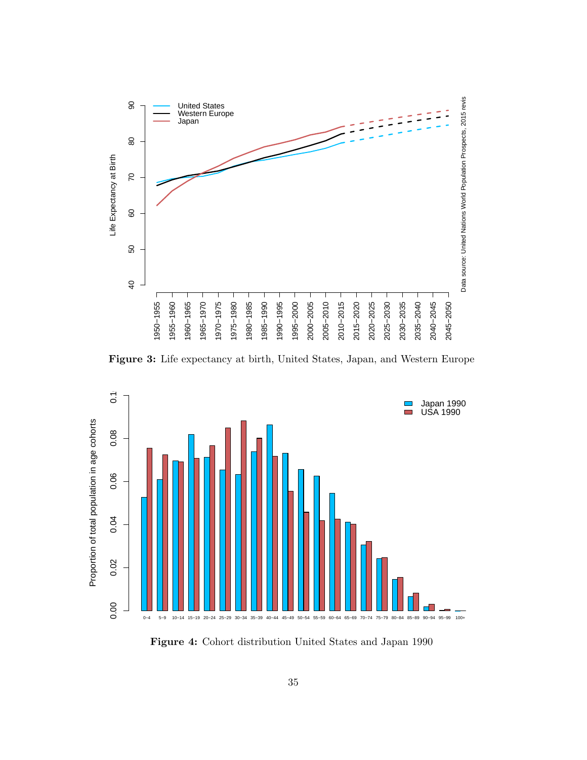Figure 3: Life expectancy at birth, United States, Japan, and Western Europe

Figure 4: Cohort distribution United States and Japan 1990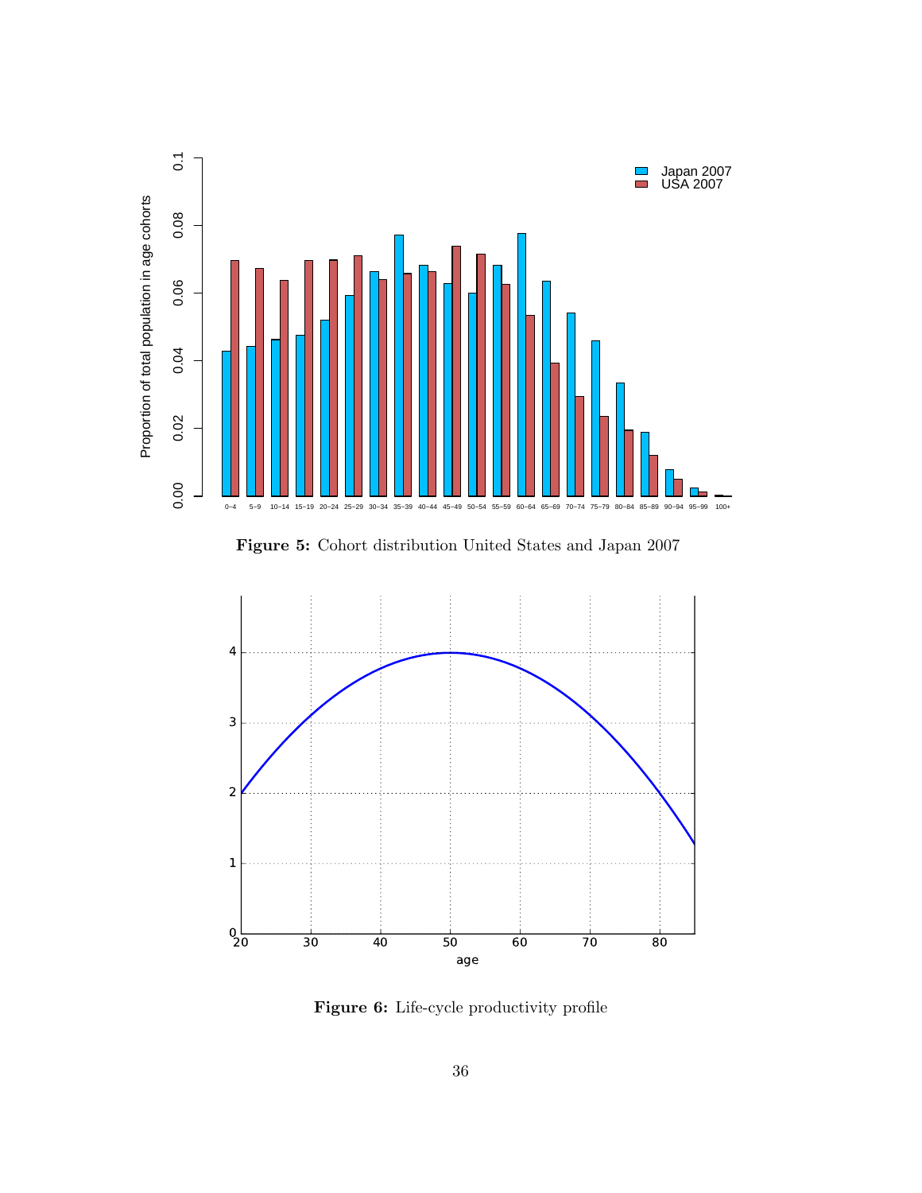**Figure 5:** Cohort distribution United States and Japan 2007

**Figure 6:** Life-cycle productivity profile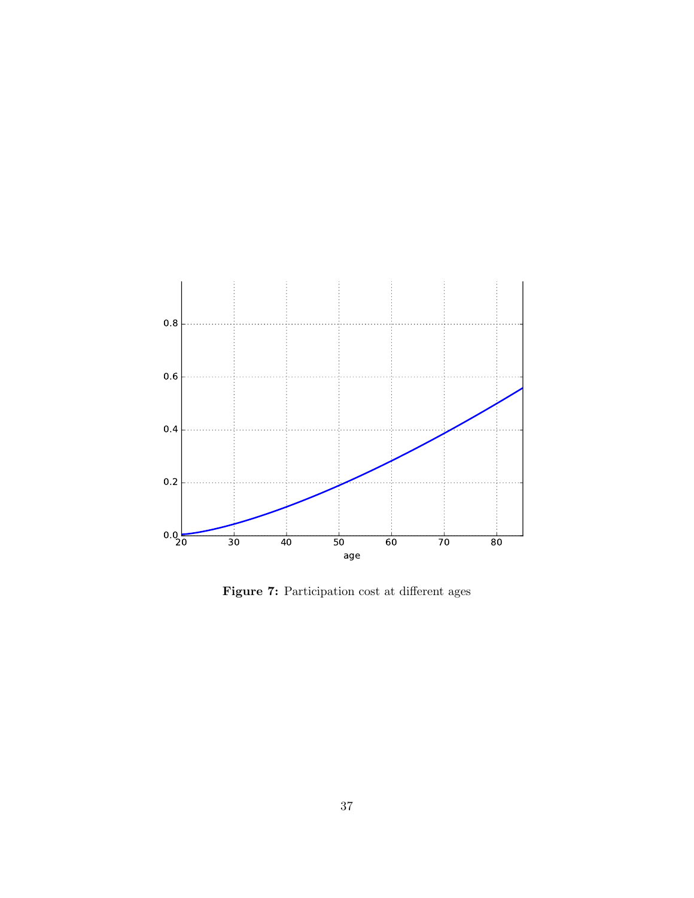**Figure 7:** Participation cost at different ages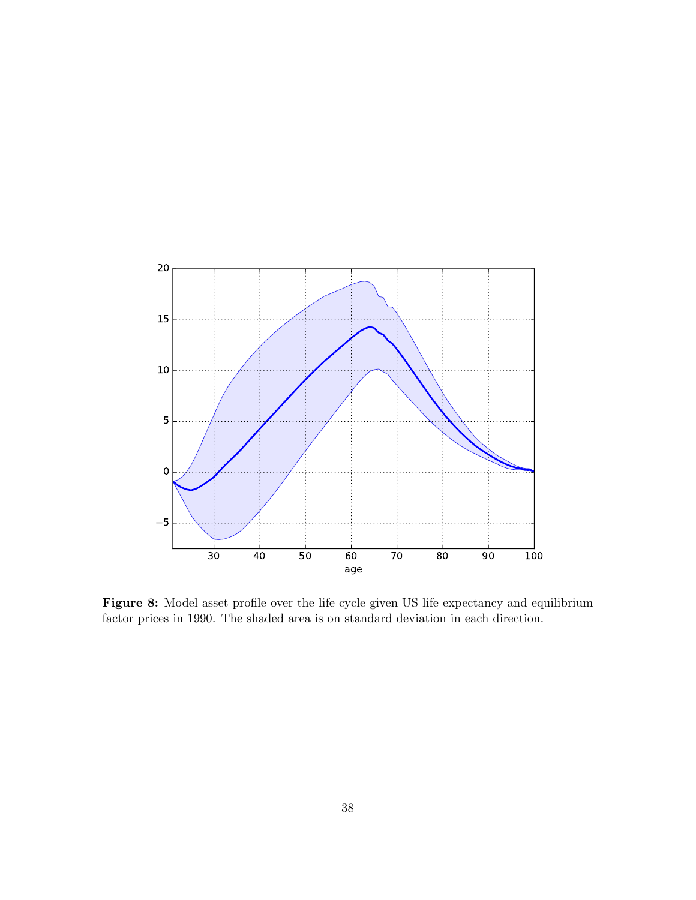**Figure 8:** Model asset profile over the life cycle given US life expectancy and equilibrium factor prices in 1990. The shaded area is on standard deviation in each direction.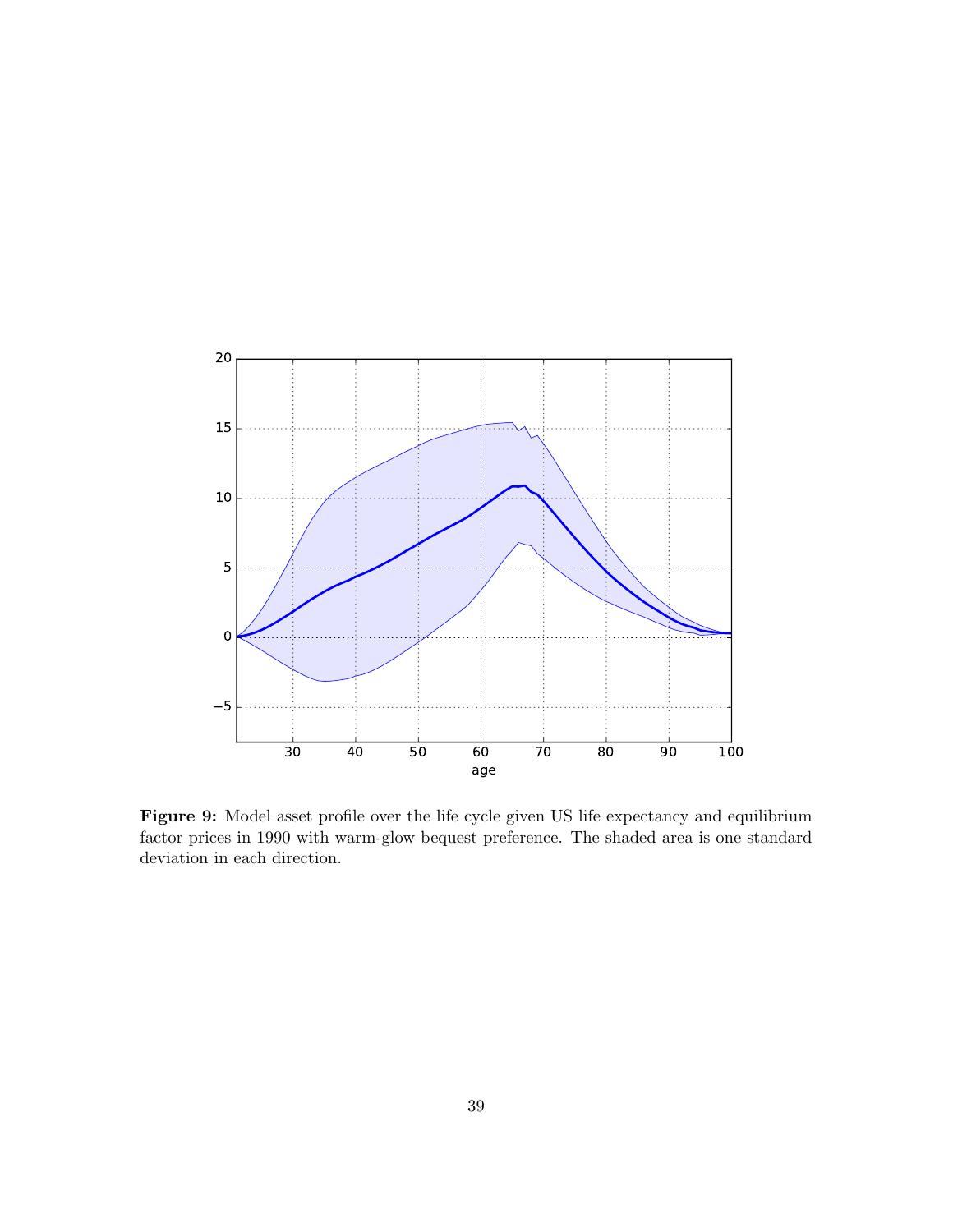**Figure 9:** Model asset profile over the life cycle given US life expectancy and equilibrium factor prices in 1990 with warm-glow bequest preference. The shaded area is one standard deviation in each direction.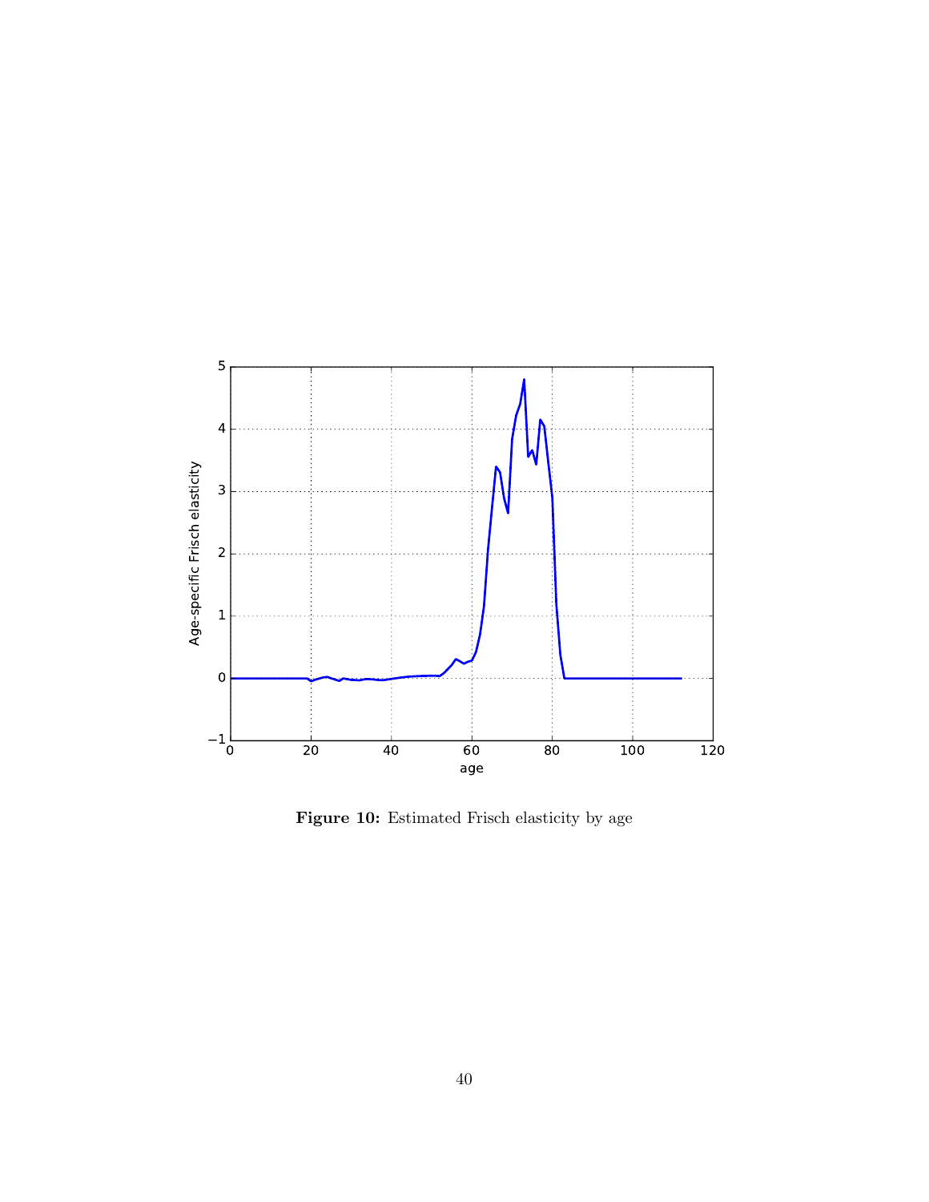Age-specific Frisch elasticity

5
4
3
2
1
0
−1

0
20
40
60
80
100
120

age

**Figure 10:** Estimated Frisch elasticity by age